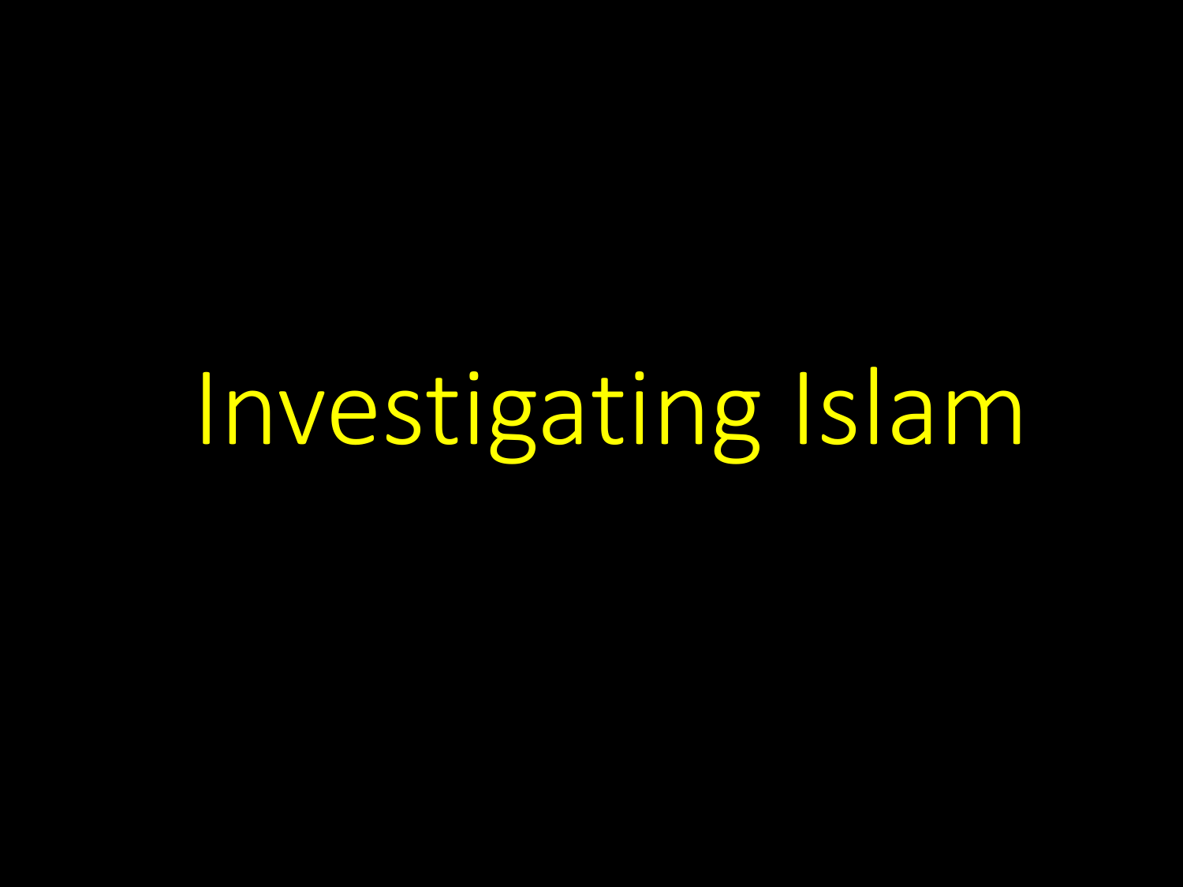# Investigating Islam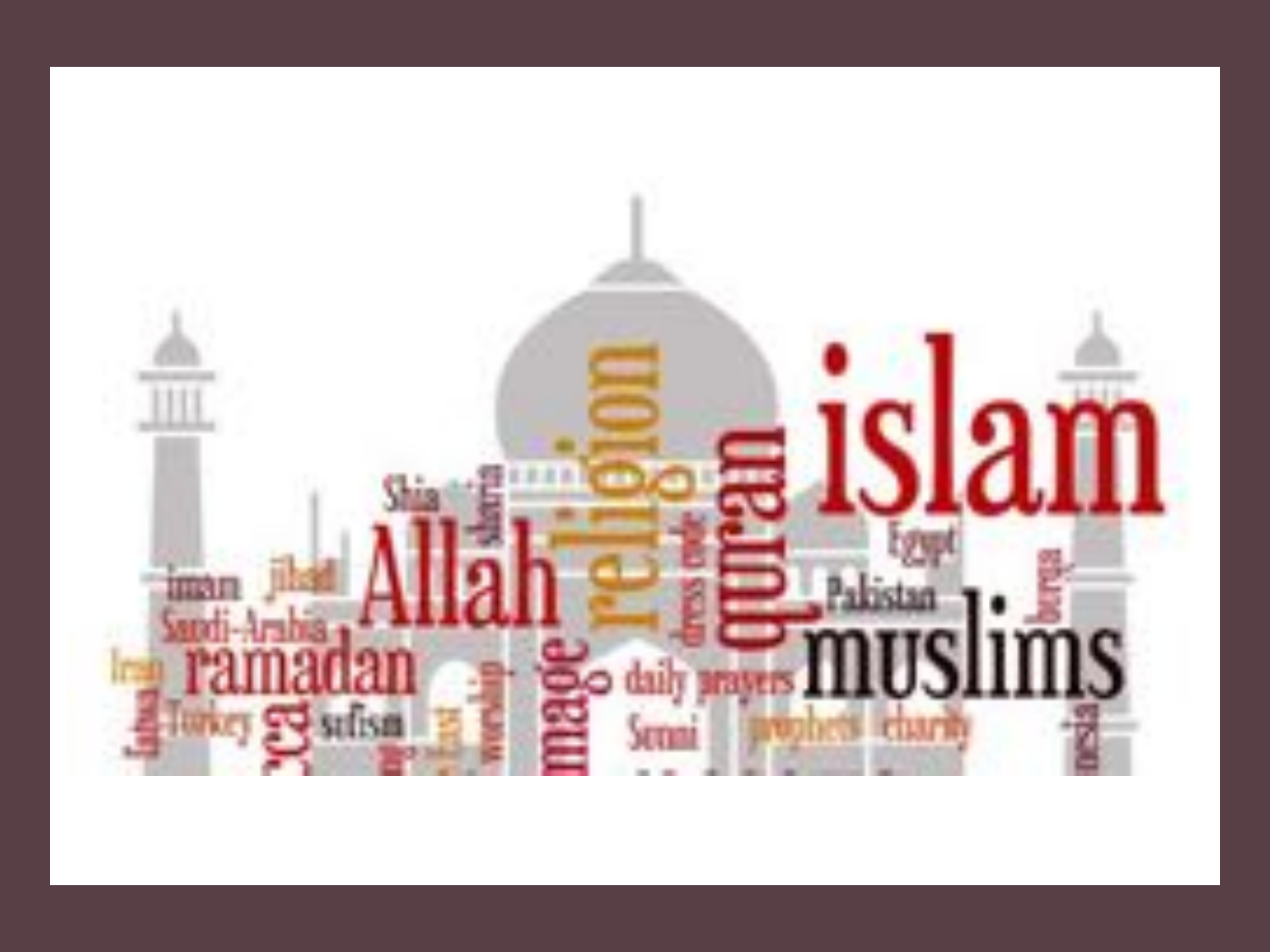islam

religion

quran

Allah

muslims

ramadan

Shia

sharia

imam

jihad

Saudi-Arabia

Iran

Turkey

sufism

dress code

Egypt

Pakistan

burqa

daily prayers

Sunni

prophets

charity

worship

fatwa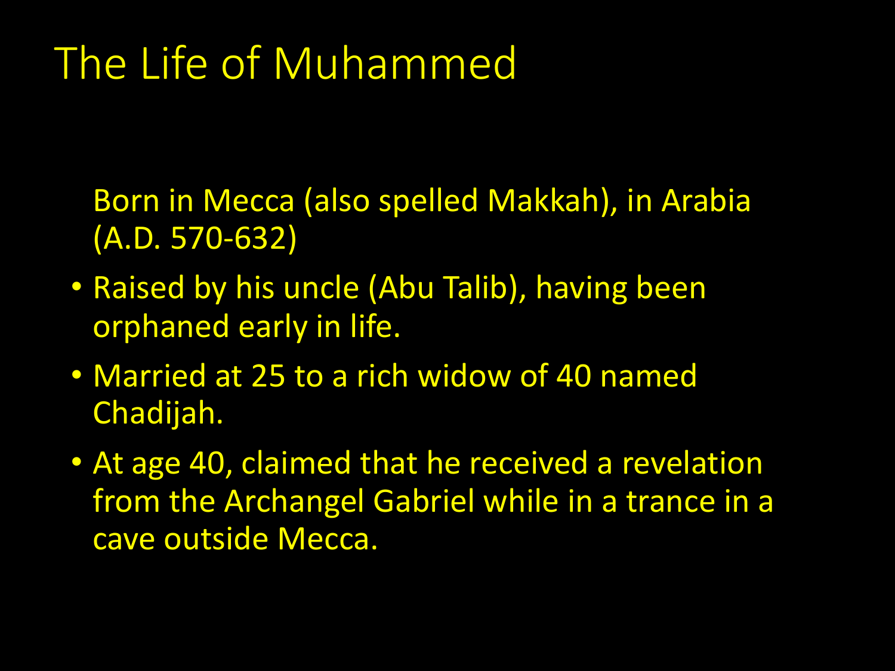# The Life of Muhammed

Born in Mecca (also spelled Makkah), in Arabia (A.D. 570-632)

- Raised by his uncle (Abu Talib), having been orphaned early in life.
- Married at 25 to a rich widow of 40 named Chadijah.
- At age 40, claimed that he received a revelation from the Archangel Gabriel while in a trance in a cave outside Mecca.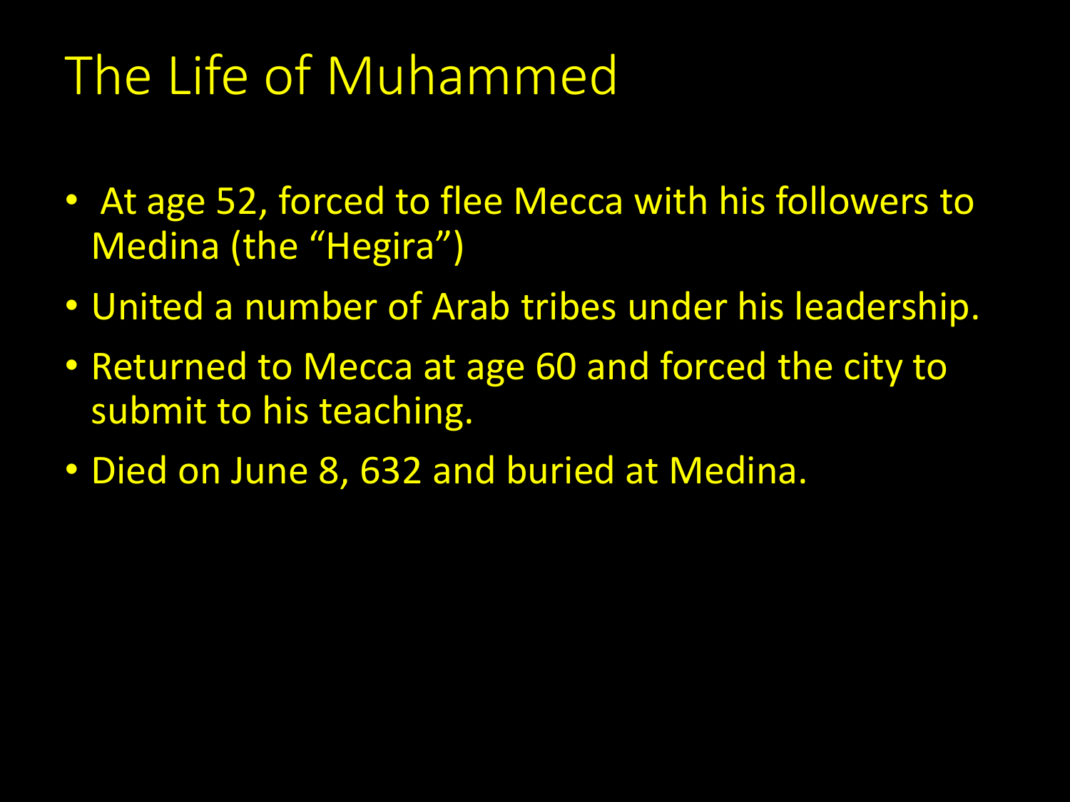# The Life of Muhammed

- At age 52, forced to flee Mecca with his followers to Medina (the "Hegira")
- United a number of Arab tribes under his leadership.
- Returned to Mecca at age 60 and forced the city to submit to his teaching.
- Died on June 8, 632 and buried at Medina.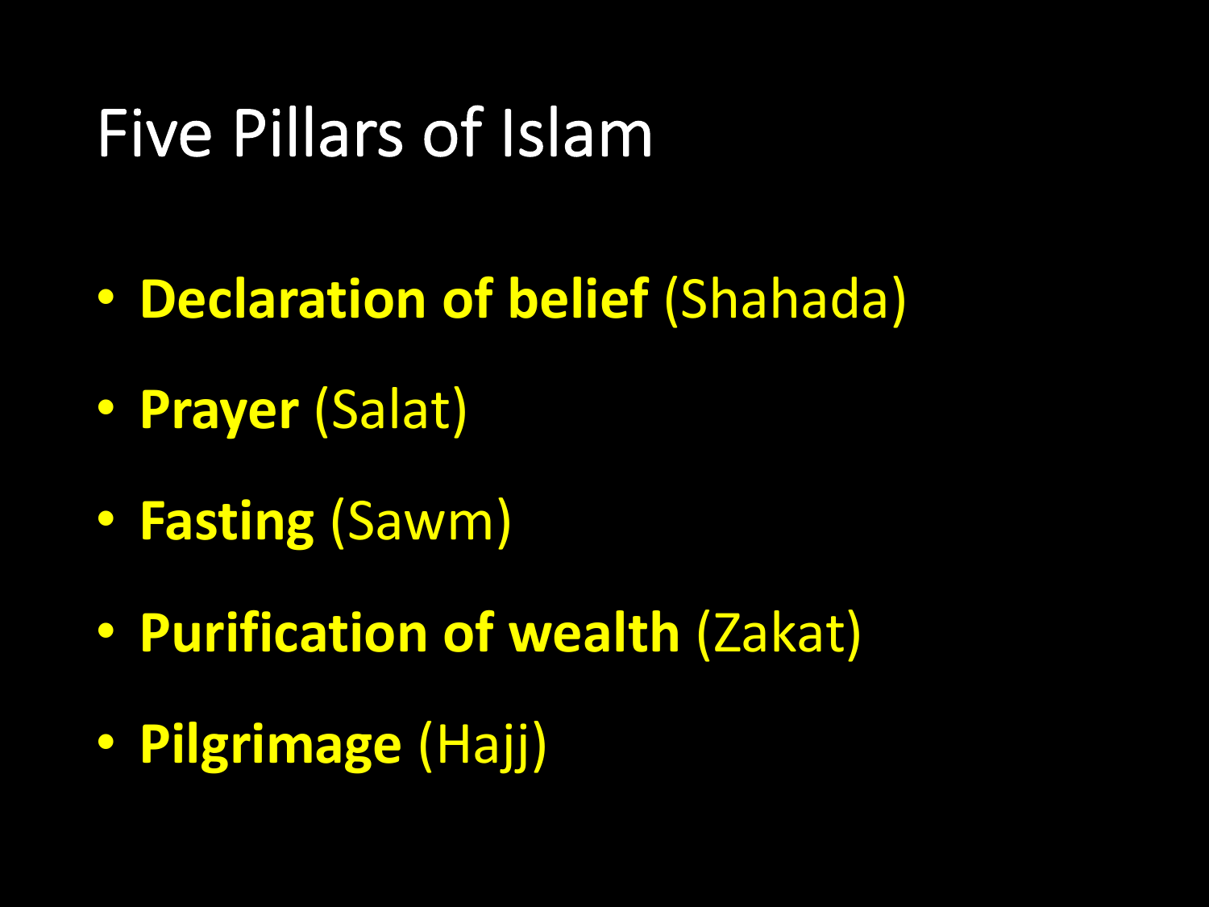# Five Pillars of Islam

- **Declaration of belief** (Shahada)
- **Prayer** (Salat)
- **Fasting** (Sawm)
- **Purification of wealth** (Zakat)
- **Pilgrimage** (Hajj)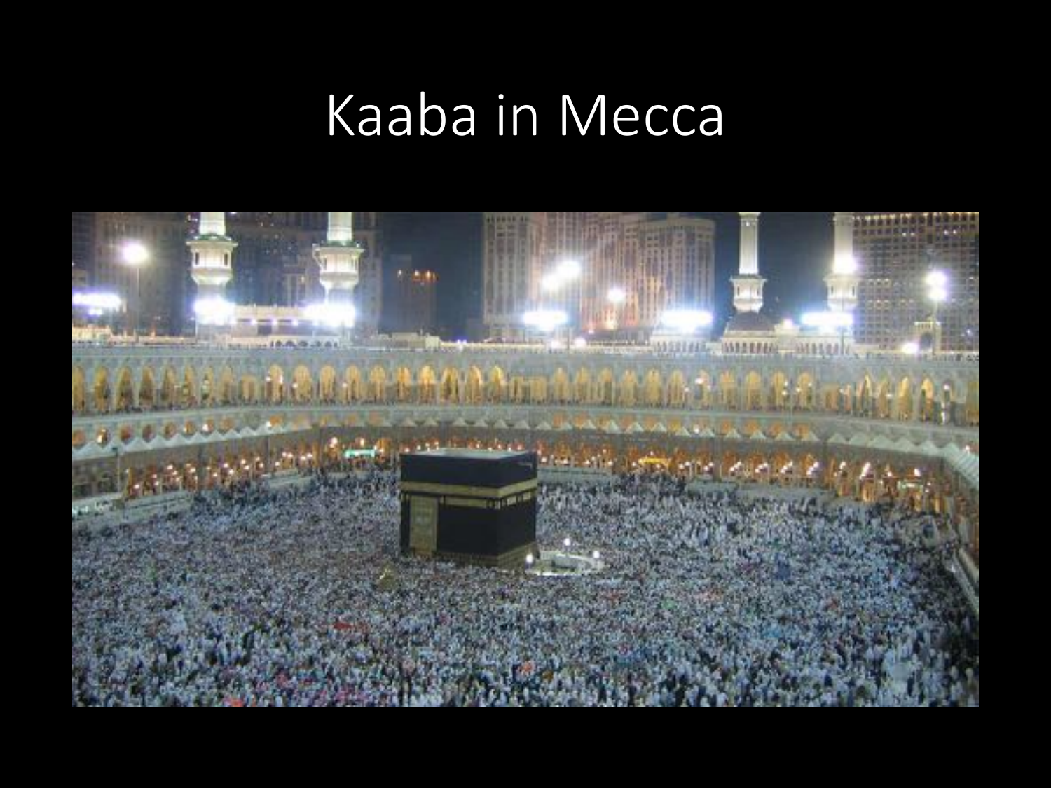# Kaaba in Mecca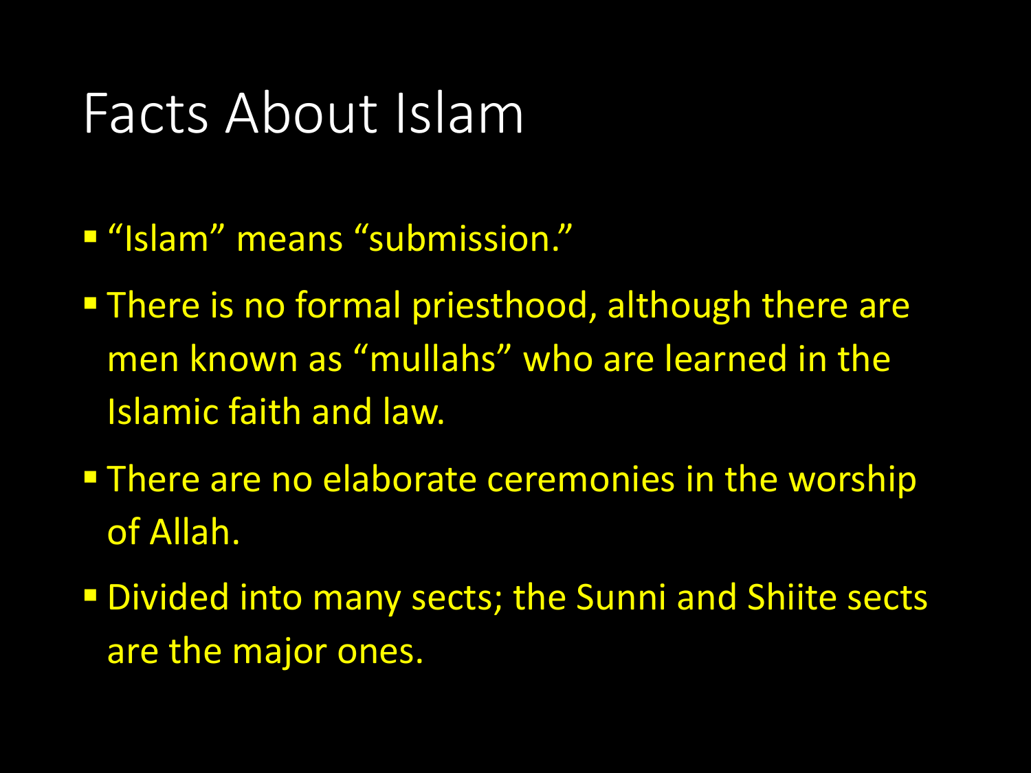# Facts About Islam

- “Islam” means “submission.”
- There is no formal priesthood, although there are men known as “mullahs” who are learned in the Islamic faith and law.
- There are no elaborate ceremonies in the worship of Allah.
- Divided into many sects; the Sunni and Shiite sects are the major ones.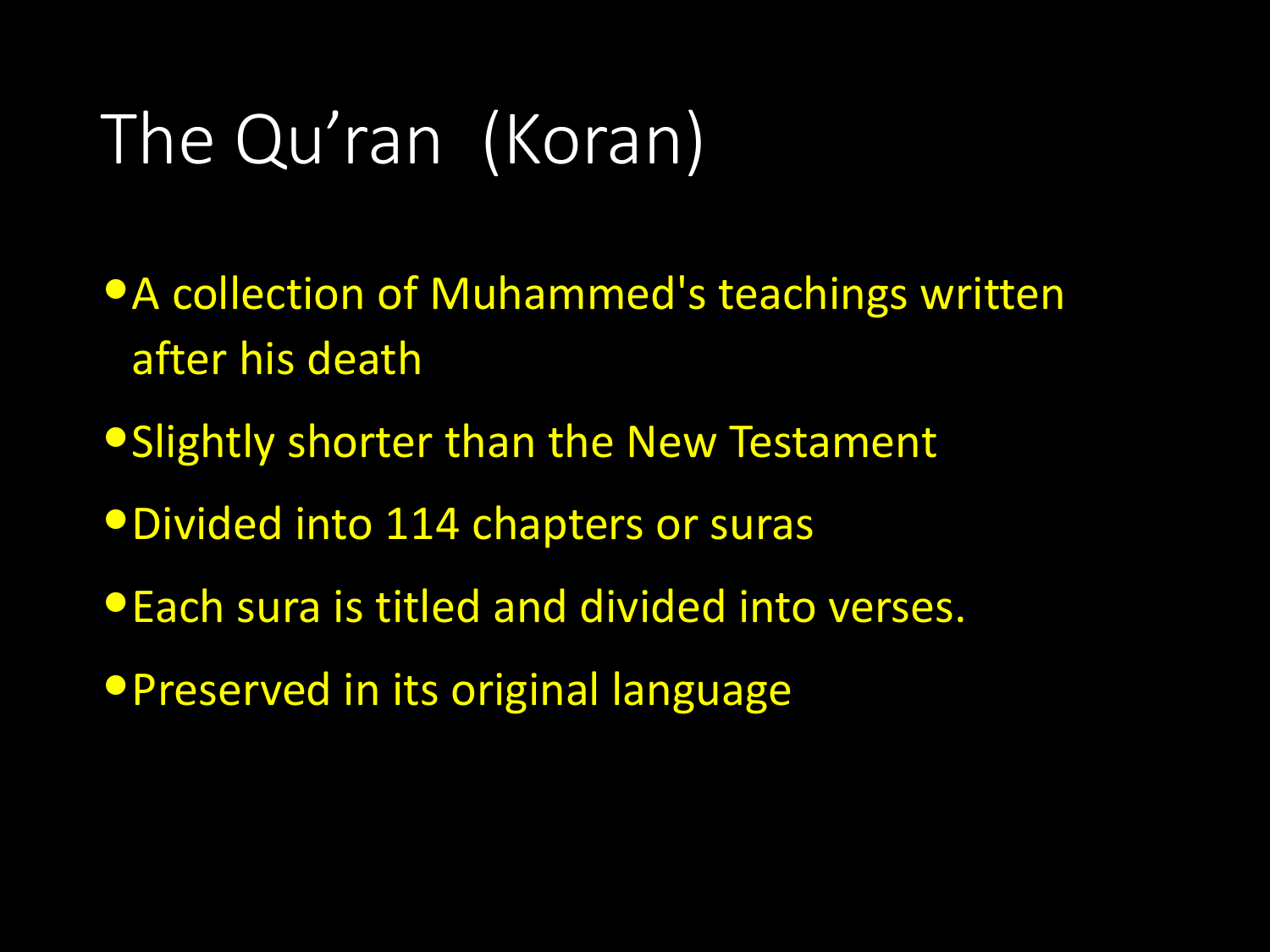# The Qu'ran (Koran)

- A collection of Muhammed's teachings written after his death
- Slightly shorter than the New Testament
- Divided into 114 chapters or suras
- Each sura is titled and divided into verses.
- Preserved in its original language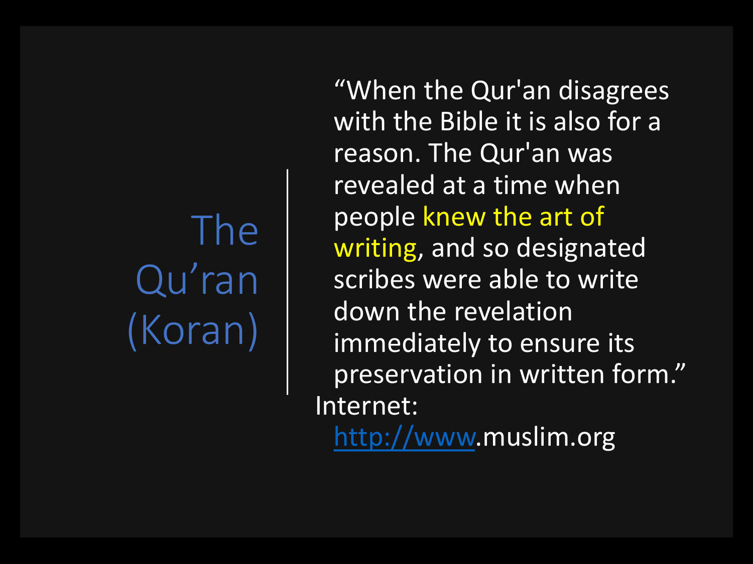# The Qu'ran (Koran)

"When the Qur'an disagrees with the Bible it is also for a reason. The Qur'an was revealed at a time when people knew the art of writing, and so designated scribes were able to write down the revelation immediately to ensure its preservation in written form."

Internet: http://www.muslim.org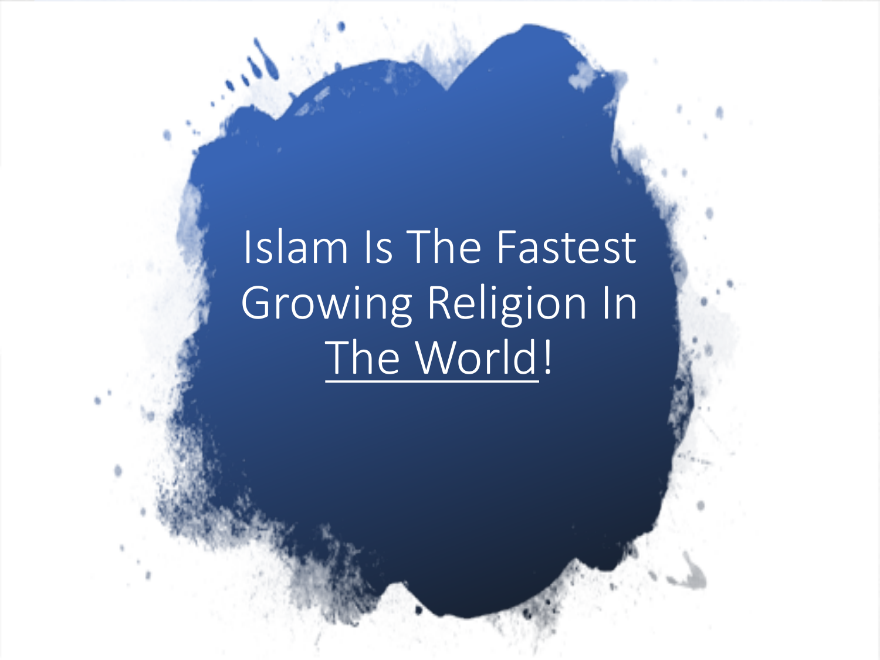# Islam Is The Fastest Growing Religion In The World!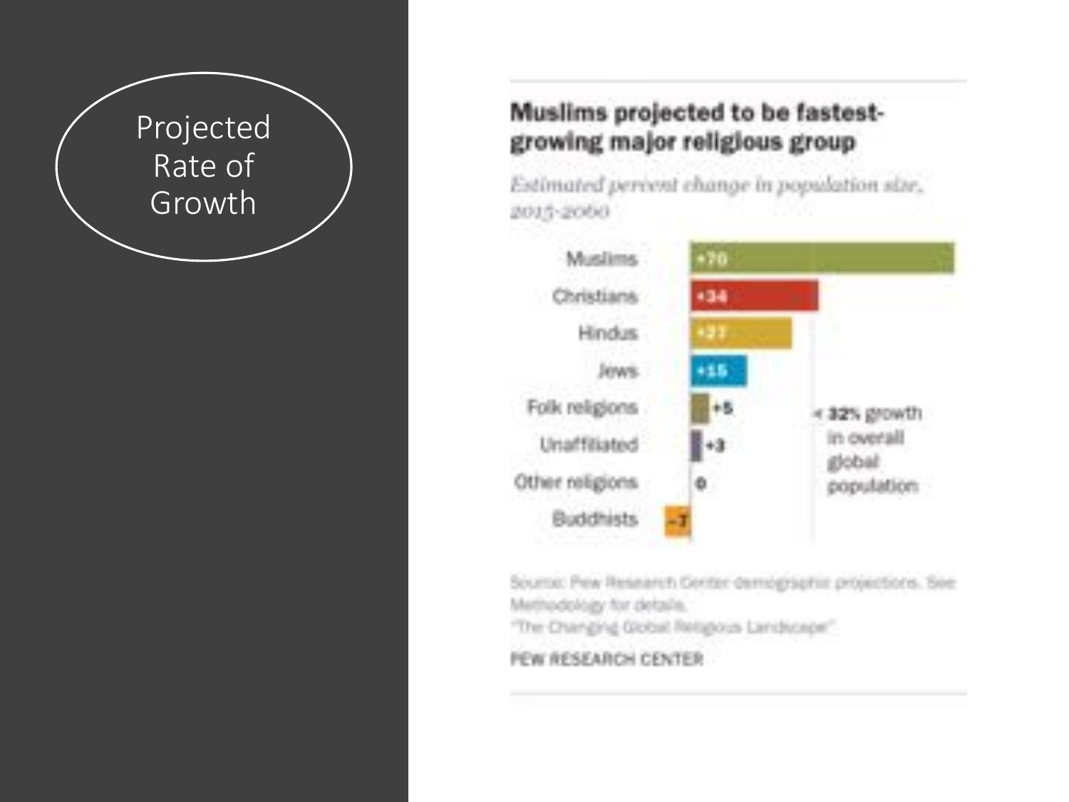# Projected Rate of Growth

**Muslims projected to be fastest-growing major religious group**

*Estimated percent change in population size, 2015-2060*

| Group | Change |
|---|---|
| Muslims | +70 |
| Christians | +34 |
| Hindus | +27 |
| Jews | +15 |
| Folk religions | +5 |
| Unaffiliated | +3 |
| Other religions | 0 |
| Buddhists | -7 |

< 32% growth in overall global population

Source: Pew Research Center demographic projections. See Methodology for details.
"The Changing Global Religious Landscape"

PEW RESEARCH CENTER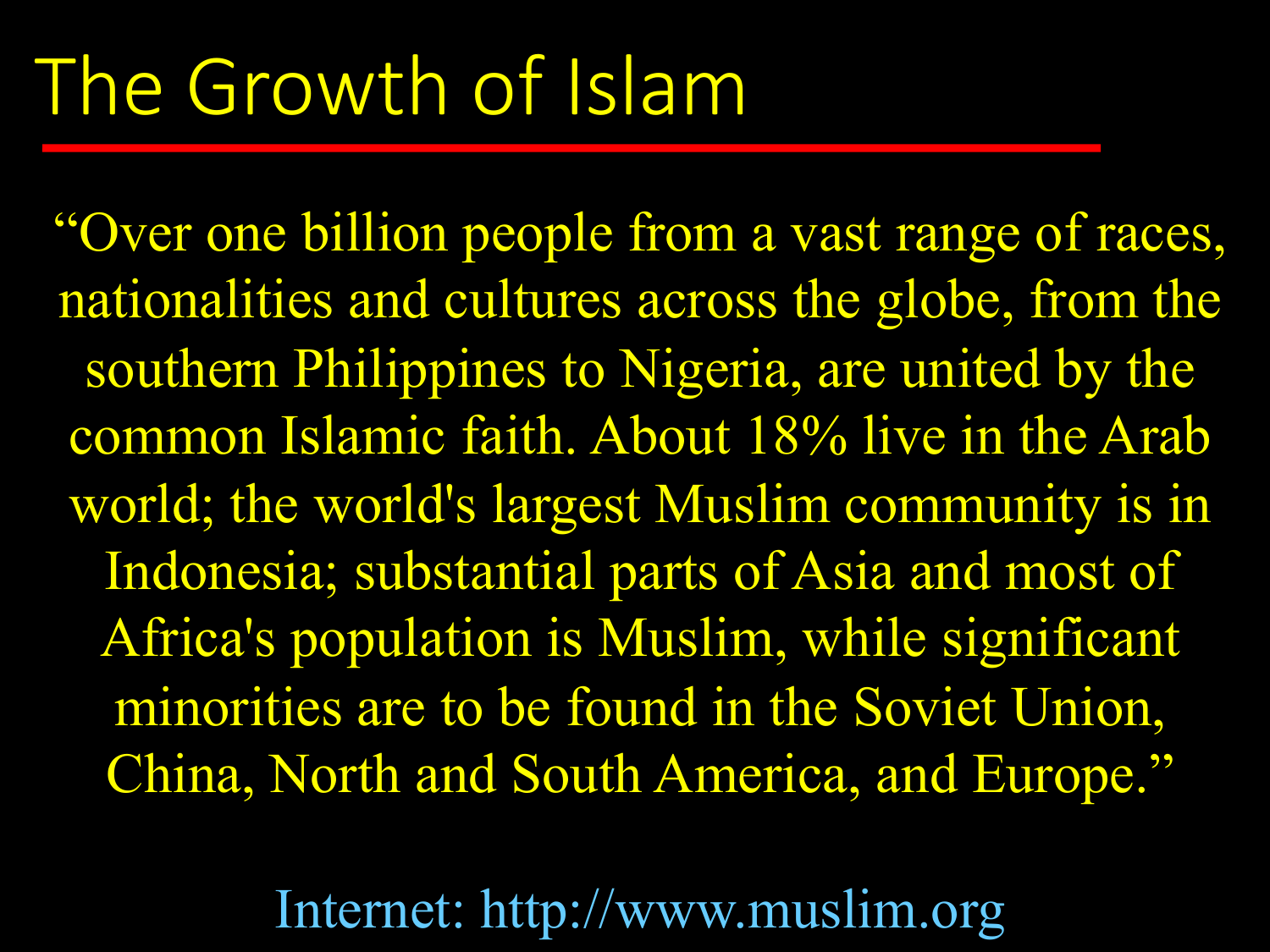# The Growth of Islam

"Over one billion people from a vast range of races, nationalities and cultures across the globe, from the southern Philippines to Nigeria, are united by the common Islamic faith. About 18% live in the Arab world; the world's largest Muslim community is in Indonesia; substantial parts of Asia and most of Africa's population is Muslim, while significant minorities are to be found in the Soviet Union, China, North and South America, and Europe."

Internet: http://www.muslim.org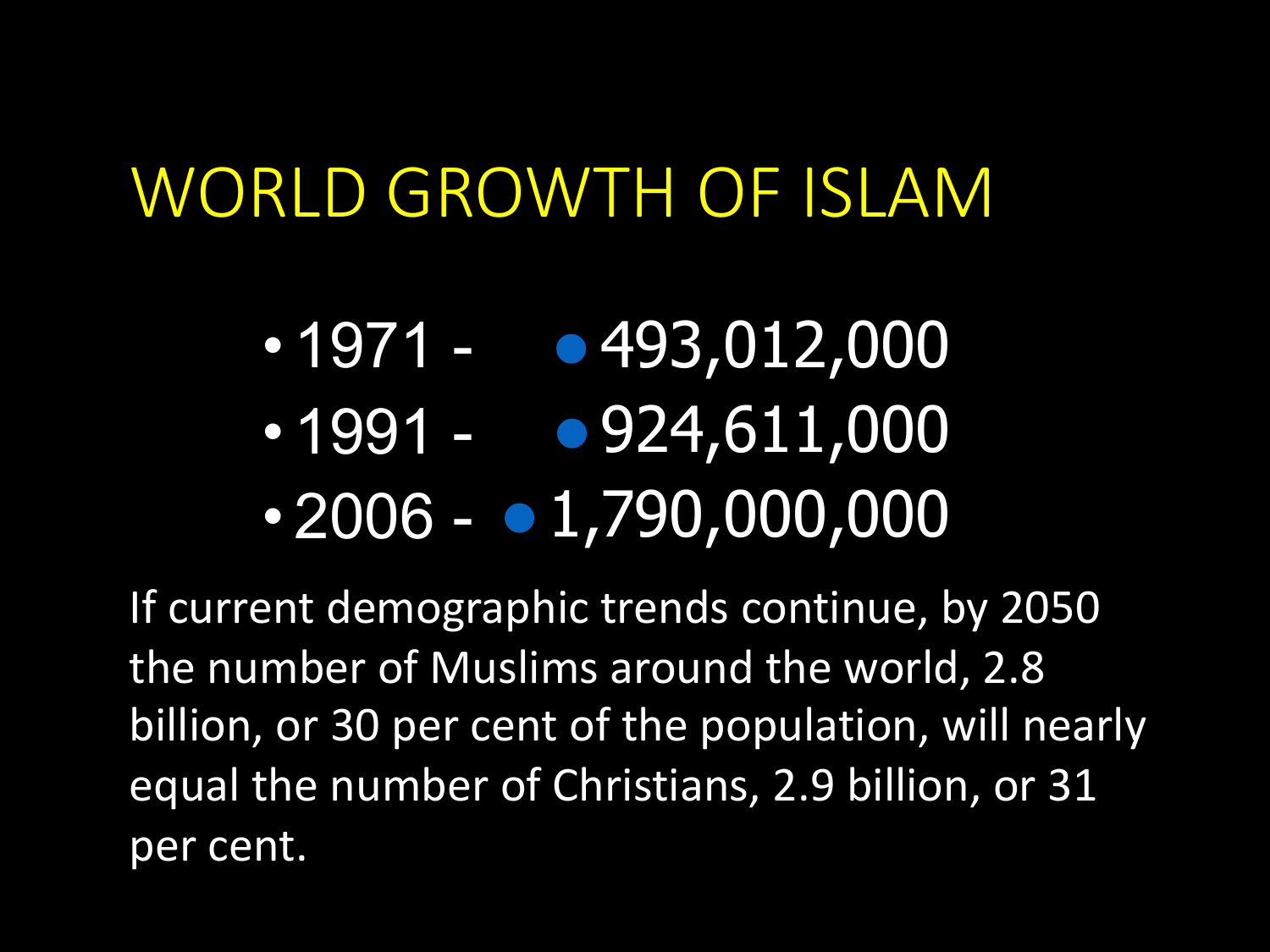# WORLD GROWTH OF ISLAM

- 1971 - 
- 1991 - 
- 2006 - 

- 493,012,000
- 924,611,000
- 1,790,000,000

If current demographic trends continue, by 2050 the number of Muslims around the world, 2.8 billion, or 30 per cent of the population, will nearly equal the number of Christians, 2.9 billion, or 31 per cent.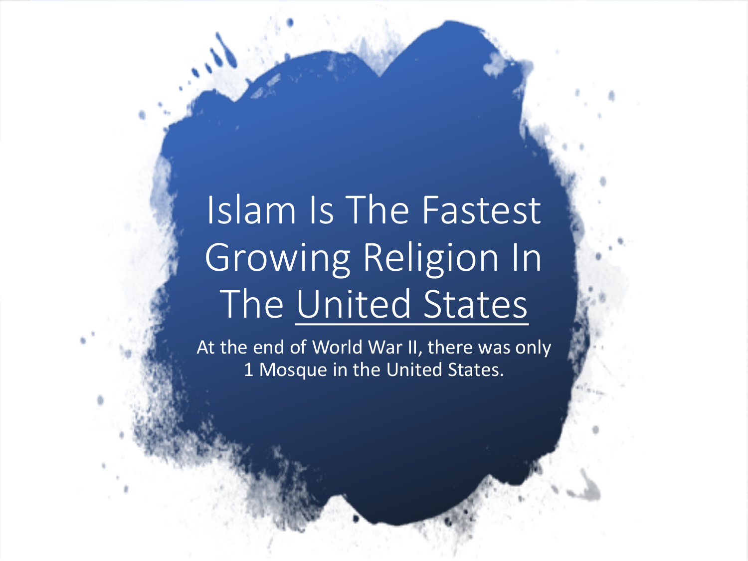# Islam Is The Fastest Growing Religion In The United States

At the end of World War II, there was only 1 Mosque in the United States.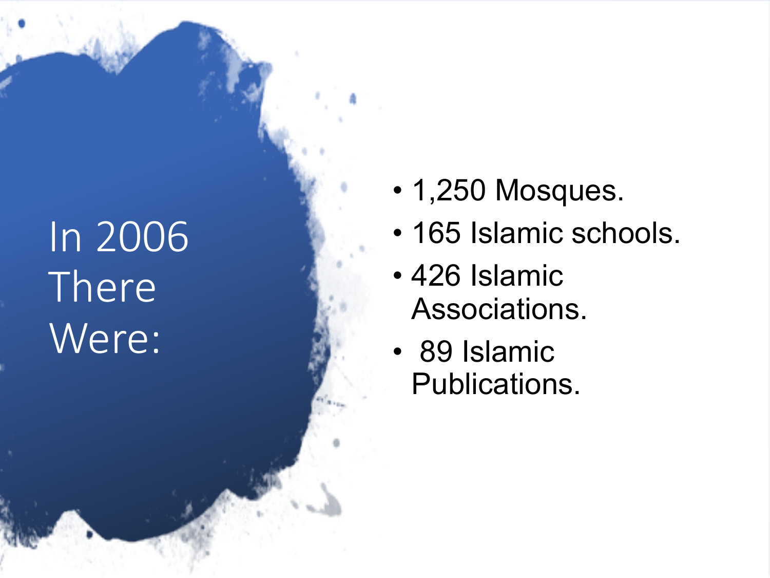# In 2006 There Were:

- 1,250 Mosques.
- 165 Islamic schools.
- 426 Islamic Associations.
- 89 Islamic Publications.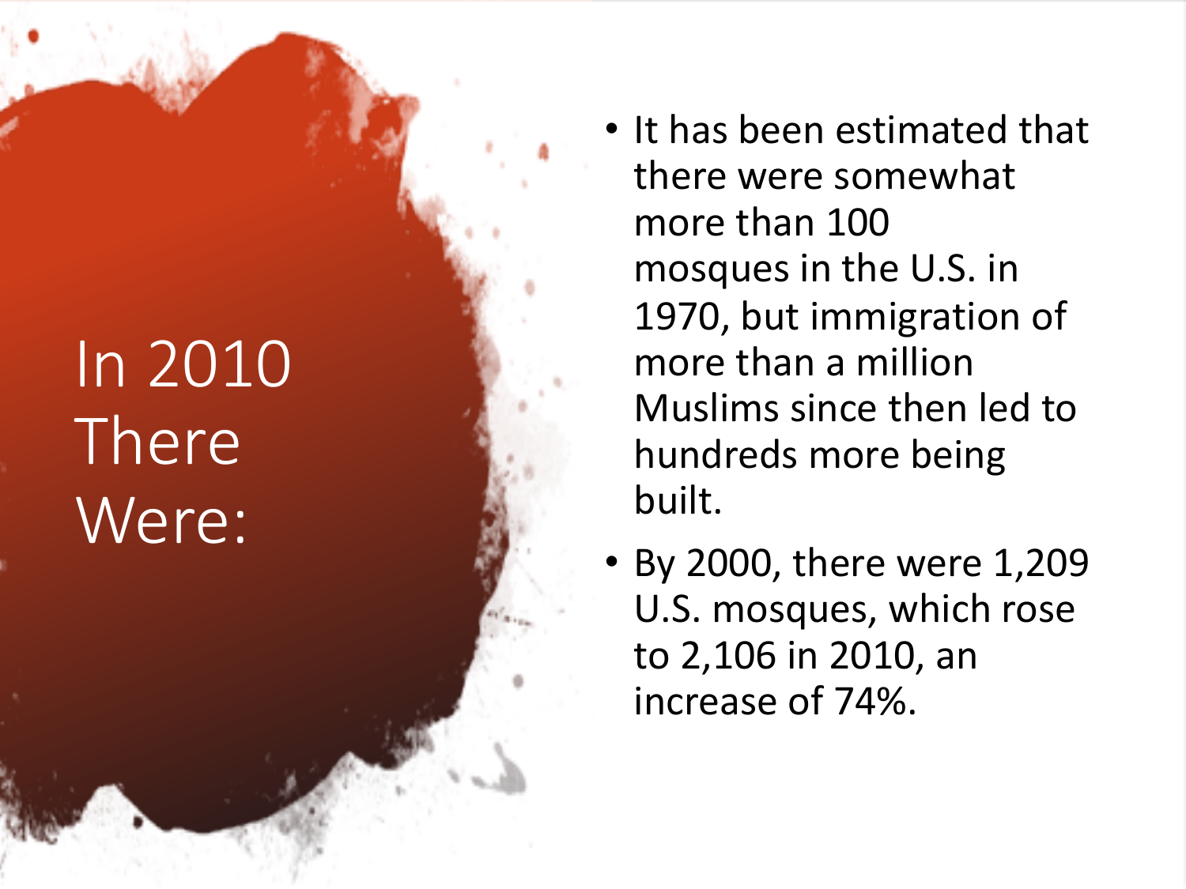# In 2010 There Were:

- It has been estimated that there were somewhat more than 100 mosques in the U.S. in 1970, but immigration of more than a million Muslims since then led to hundreds more being built.
- By 2000, there were 1,209 U.S. mosques, which rose to 2,106 in 2010, an increase of 74%.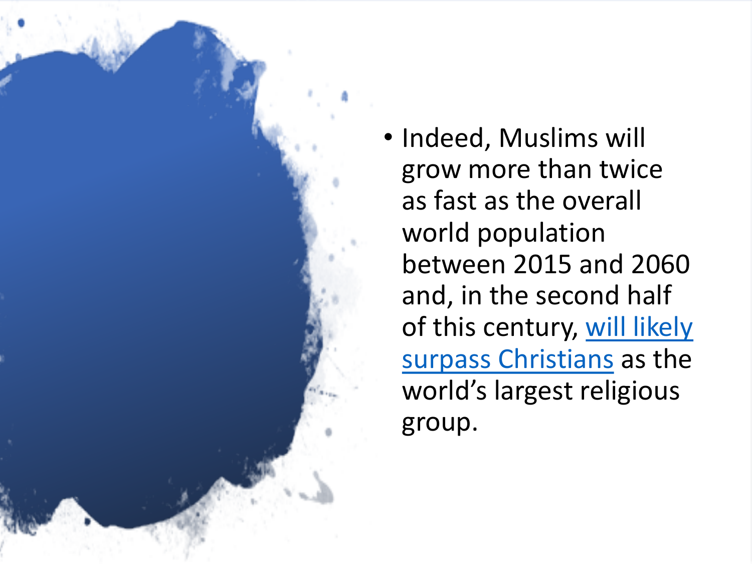- Indeed, Muslims will grow more than twice as fast as the overall world population between 2015 and 2060 and, in the second half of this century, will likely surpass Christians as the world's largest religious group.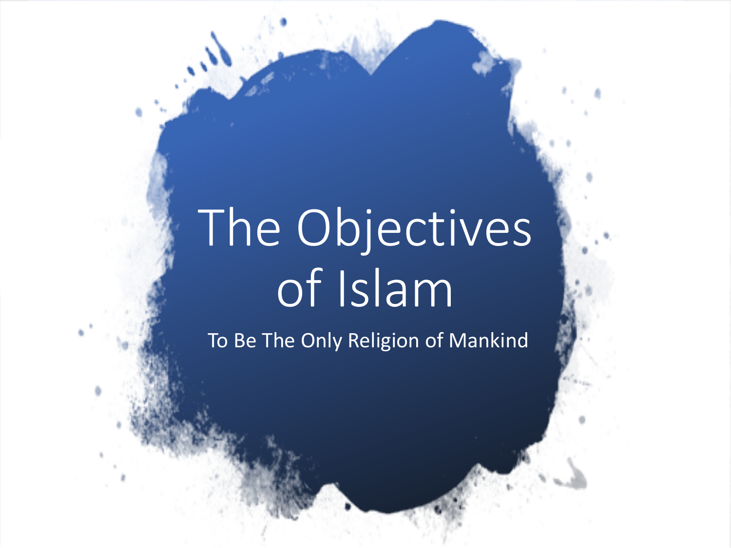# The Objectives of Islam

To Be The Only Religion of Mankind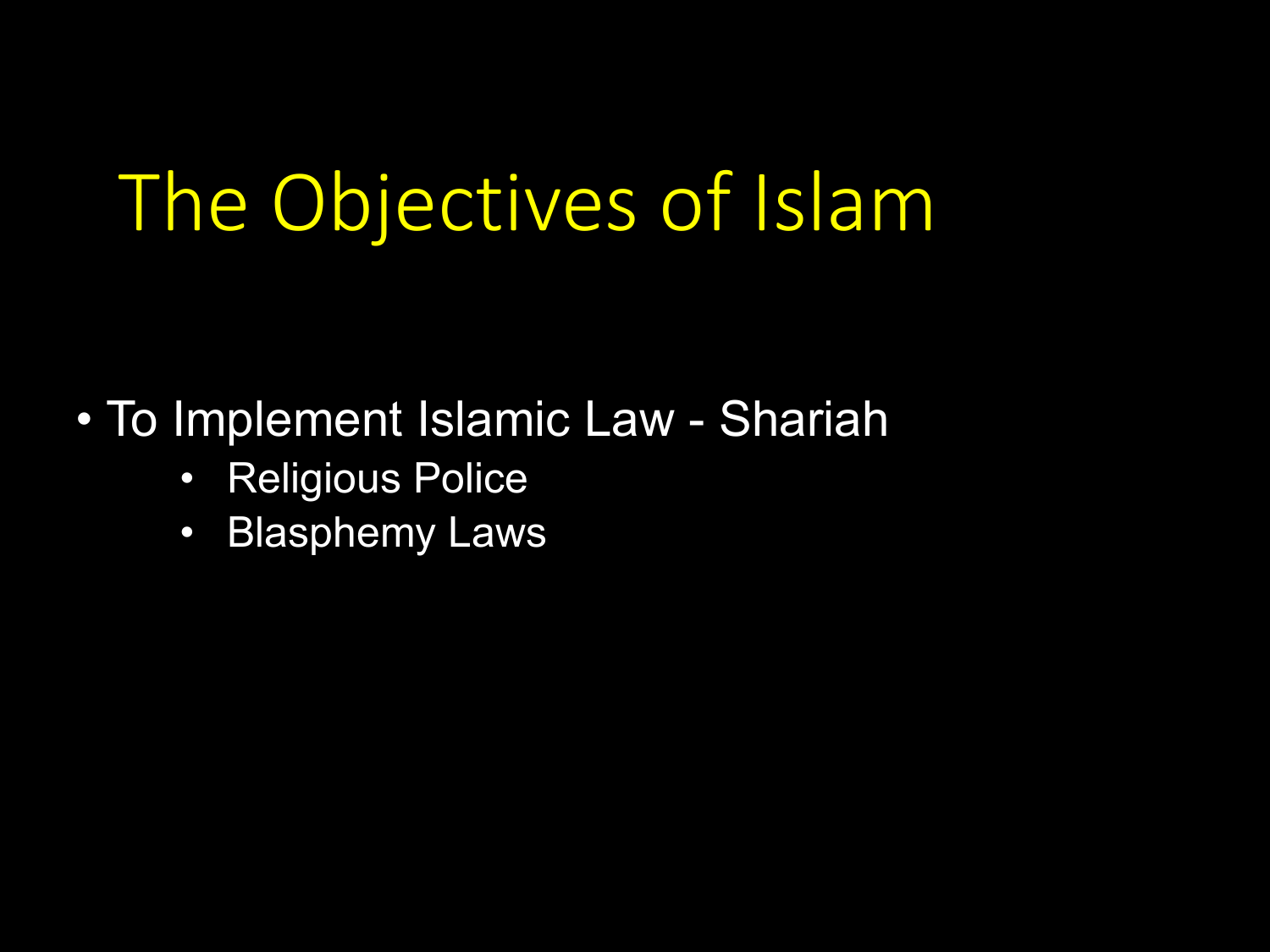# The Objectives of Islam

- To Implement Islamic Law - Shariah
  - Religious Police
  - Blasphemy Laws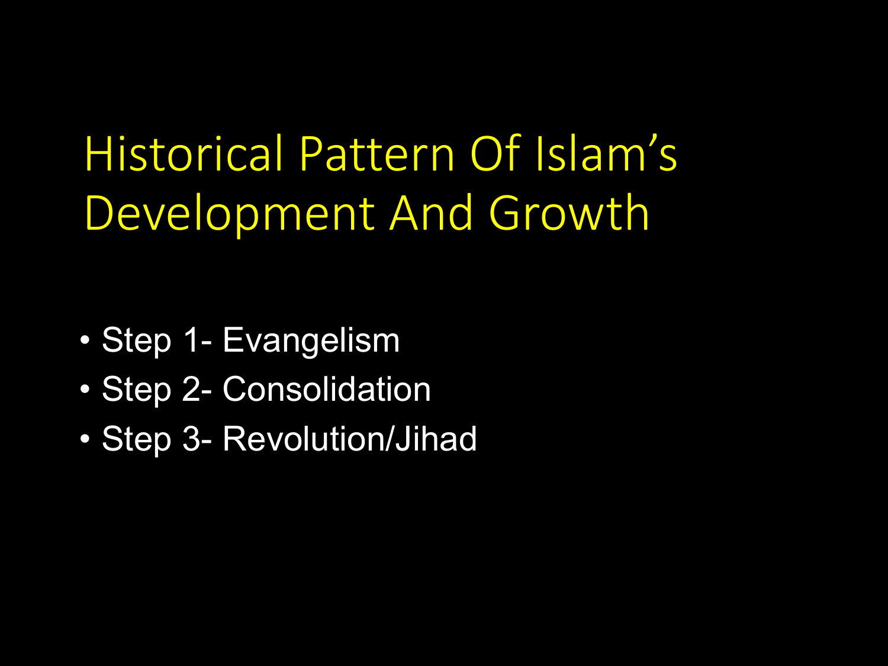# Historical Pattern Of Islam's Development And Growth

- Step 1- Evangelism
- Step 2- Consolidation
- Step 3- Revolution/Jihad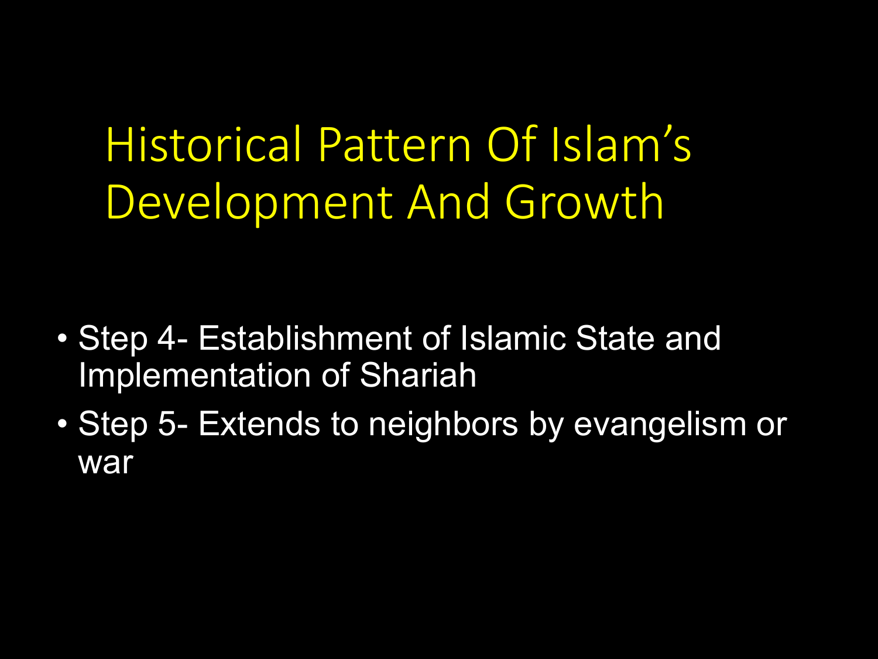# Historical Pattern Of Islam's Development And Growth

- Step 4- Establishment of Islamic State and Implementation of Shariah
- Step 5- Extends to neighbors by evangelism or war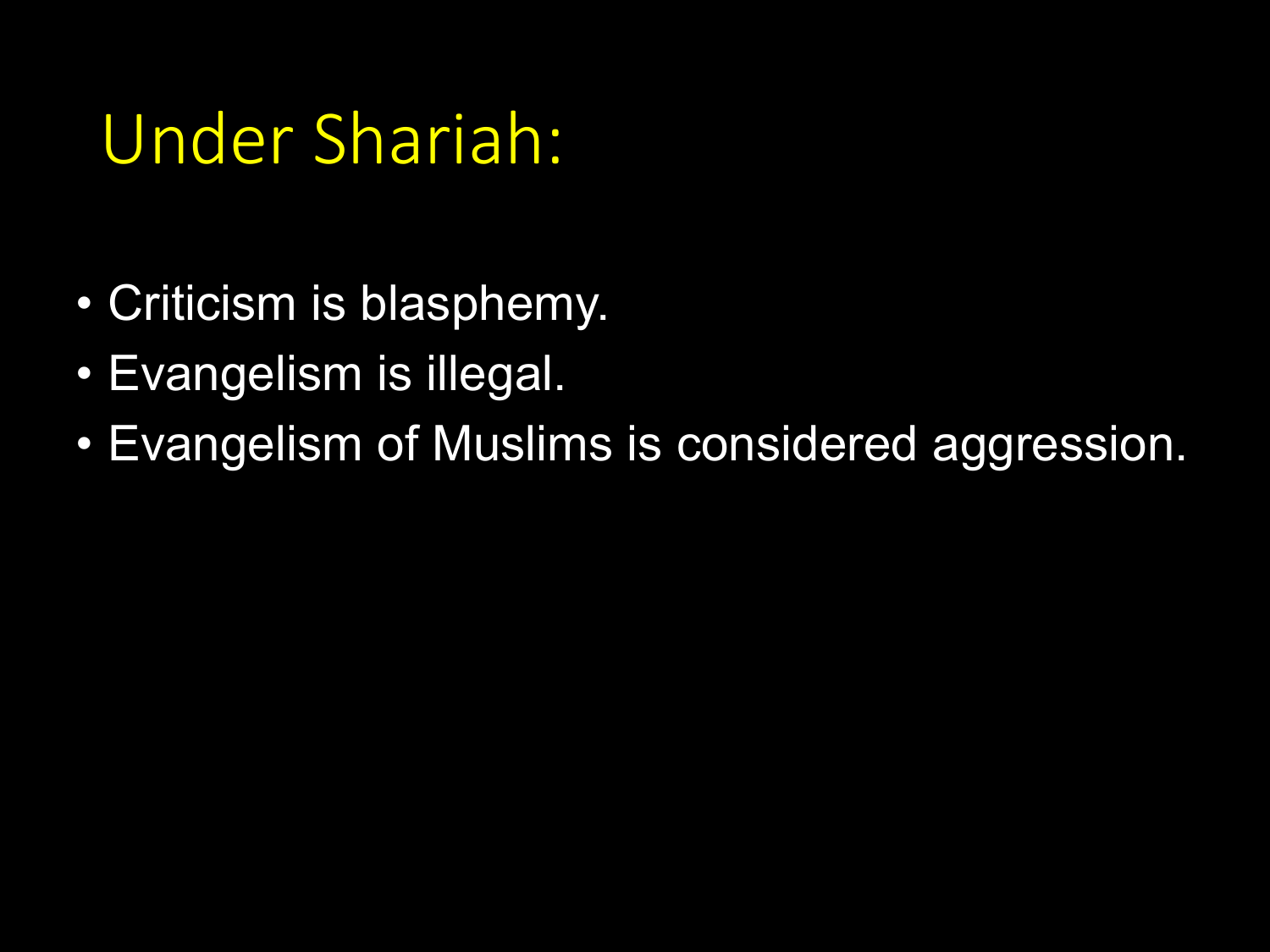# Under Shariah:

- Criticism is blasphemy.
- Evangelism is illegal.
- Evangelism of Muslims is considered aggression.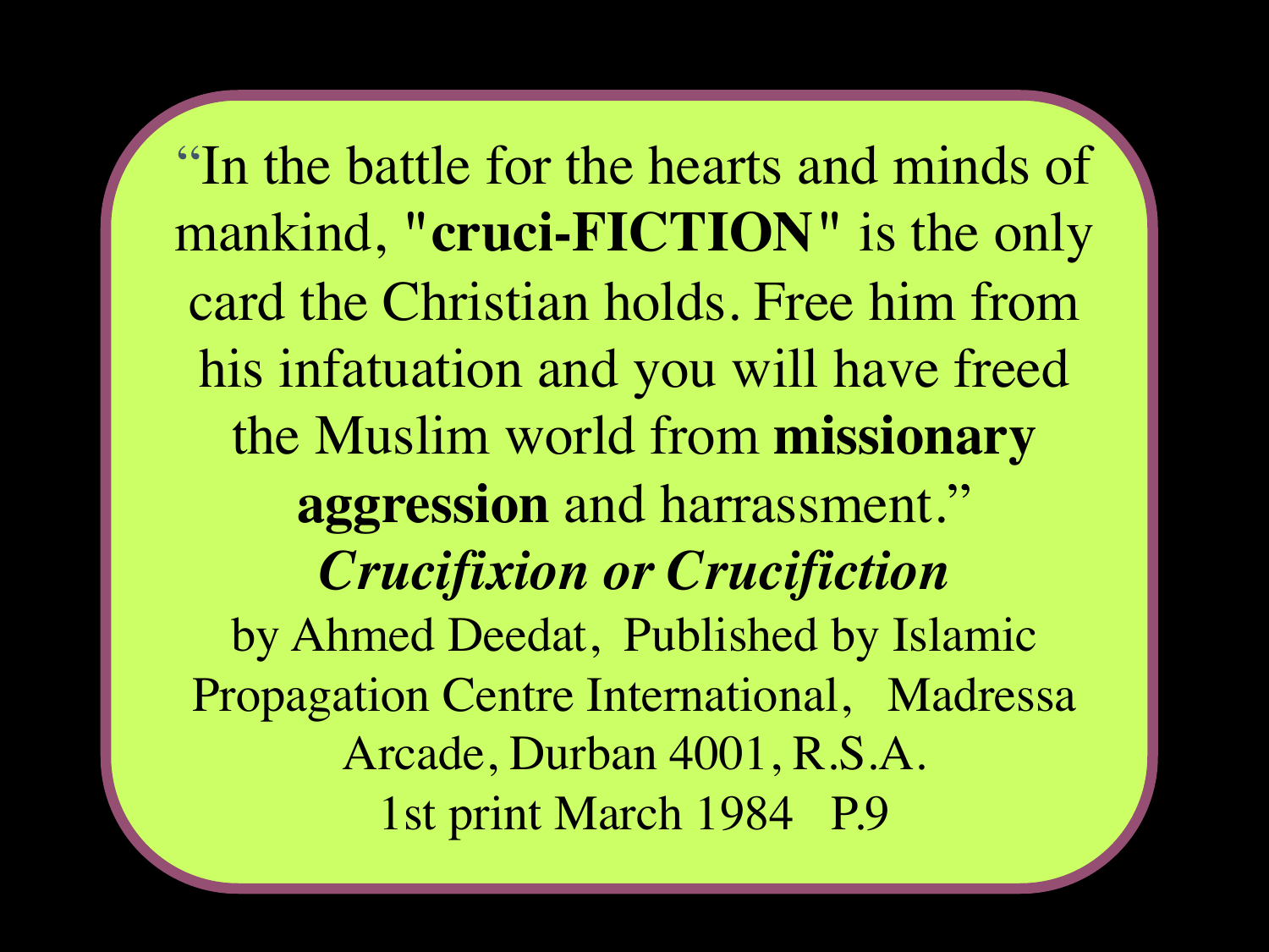"In the battle for the hearts and minds of mankind, **"cruci-FICTION"** is the only card the Christian holds. Free him from his infatuation and you will have freed the Muslim world from **missionary aggression** and harrassment."

***Crucifixion or Crucifiction***

by Ahmed Deedat, Published by Islamic Propagation Centre International, Madressa Arcade, Durban 4001, R.S.A.

1st print March 1984 P.9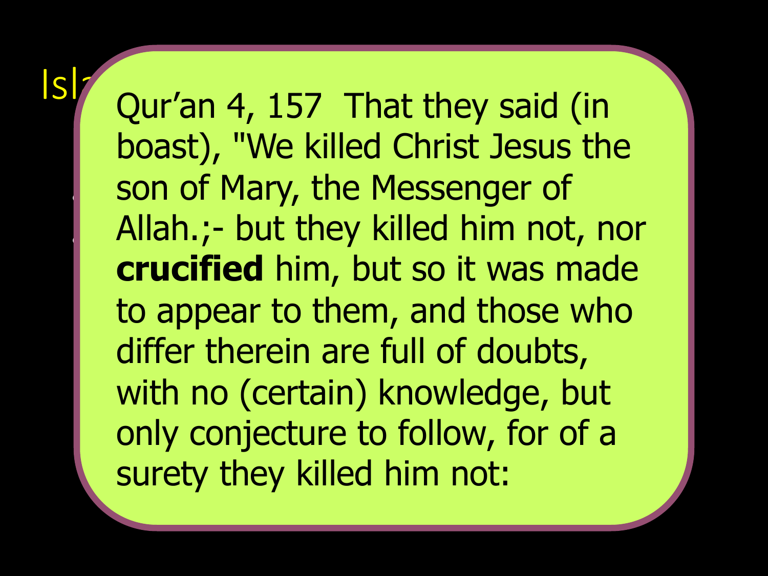Qur'an 4, 157  That they said (in boast), "We killed Christ Jesus the son of Mary, the Messenger of Allah.;- but they killed him not, nor **crucified** him, but so it was made to appear to them, and those who differ therein are full of doubts, with no (certain) knowledge, but only conjecture to follow, for of a surety they killed him not: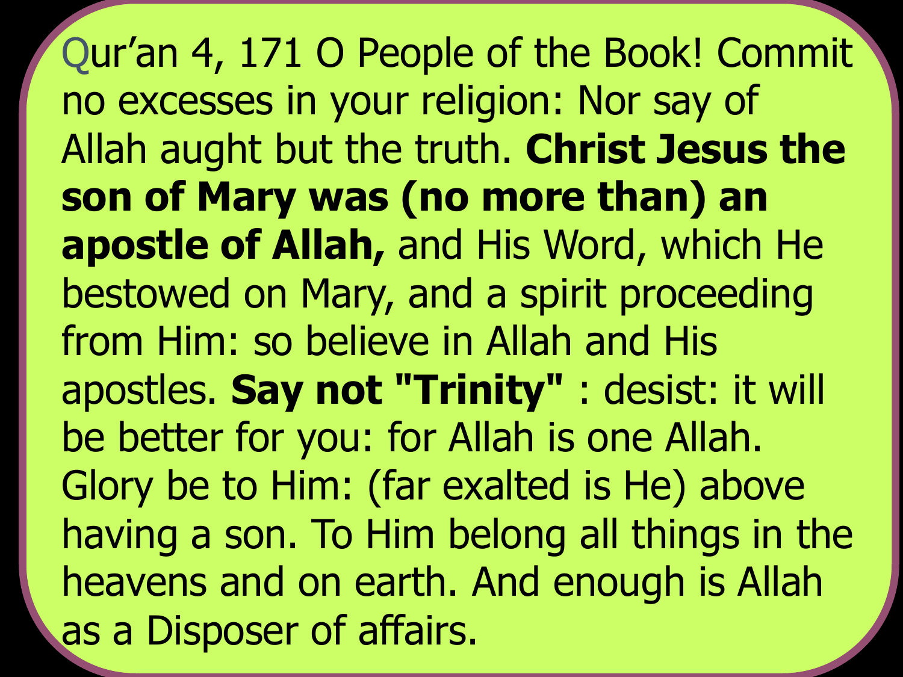Qur’an 4, 171 O People of the Book! Commit no excesses in your religion: Nor say of Allah aught but the truth. **Christ Jesus the son of Mary was (no more than) an apostle of Allah,** and His Word, which He bestowed on Mary, and a spirit proceeding from Him: so believe in Allah and His apostles. **Say not "Trinity"** : desist: it will be better for you: for Allah is one Allah. Glory be to Him: (far exalted is He) above having a son. To Him belong all things in the heavens and on earth. And enough is Allah as a Disposer of affairs.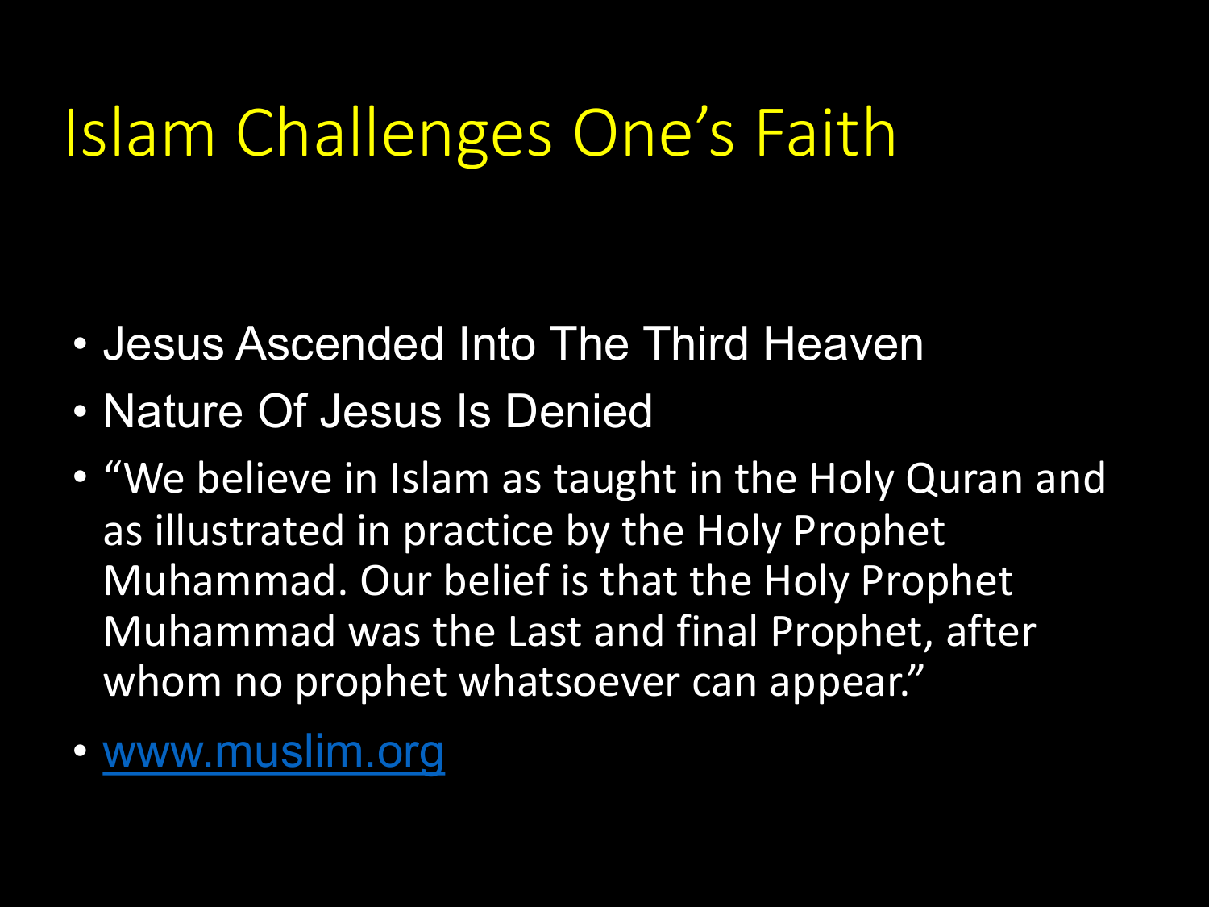# Islam Challenges One's Faith

- Jesus Ascended Into The Third Heaven
- Nature Of Jesus Is Denied
- "We believe in Islam as taught in the Holy Quran and as illustrated in practice by the Holy Prophet Muhammad. Our belief is that the Holy Prophet Muhammad was the Last and final Prophet, after whom no prophet whatsoever can appear."
- www.muslim.org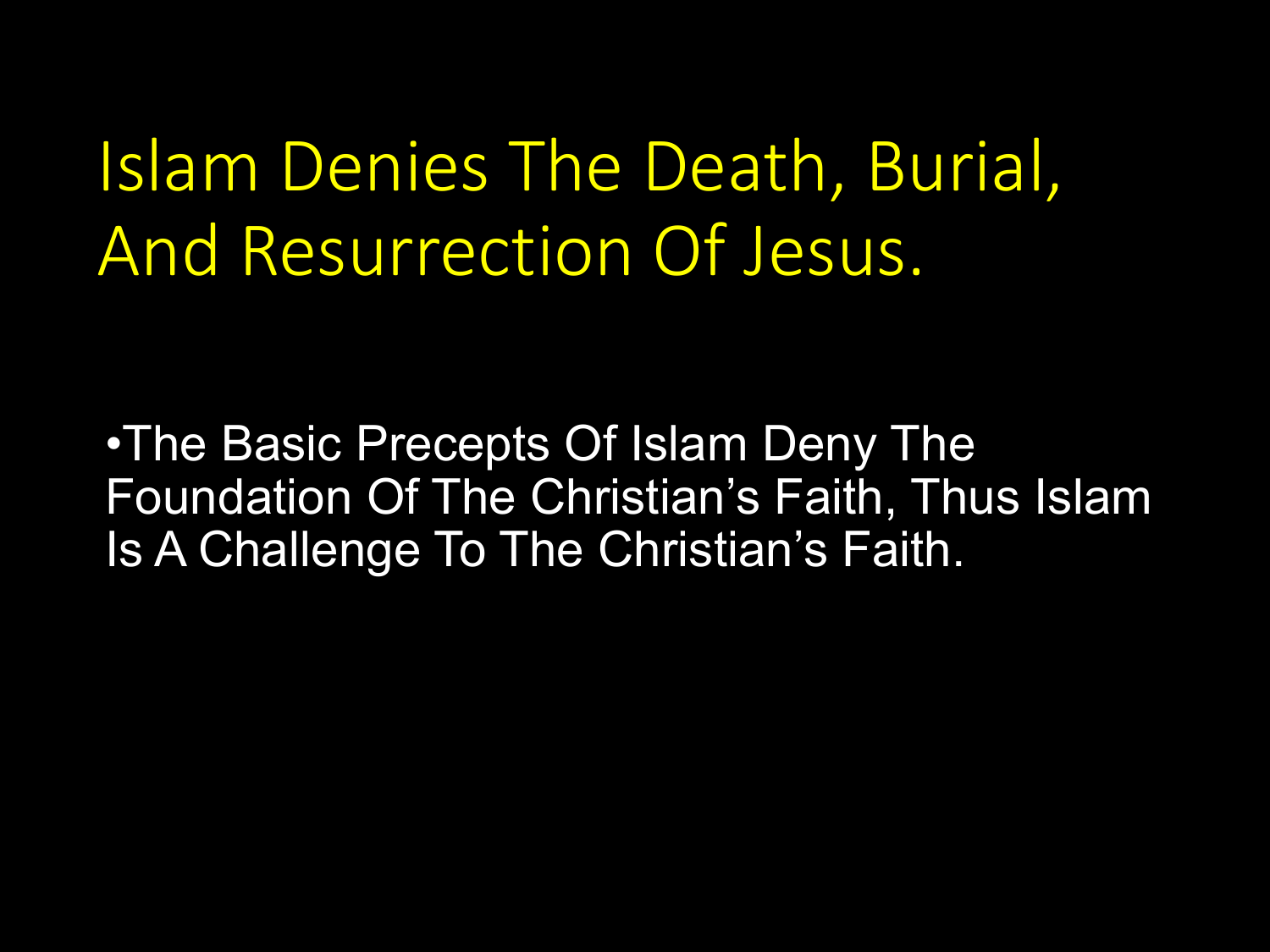# Islam Denies The Death, Burial, And Resurrection Of Jesus.

- The Basic Precepts Of Islam Deny The Foundation Of The Christian's Faith, Thus Islam Is A Challenge To The Christian's Faith.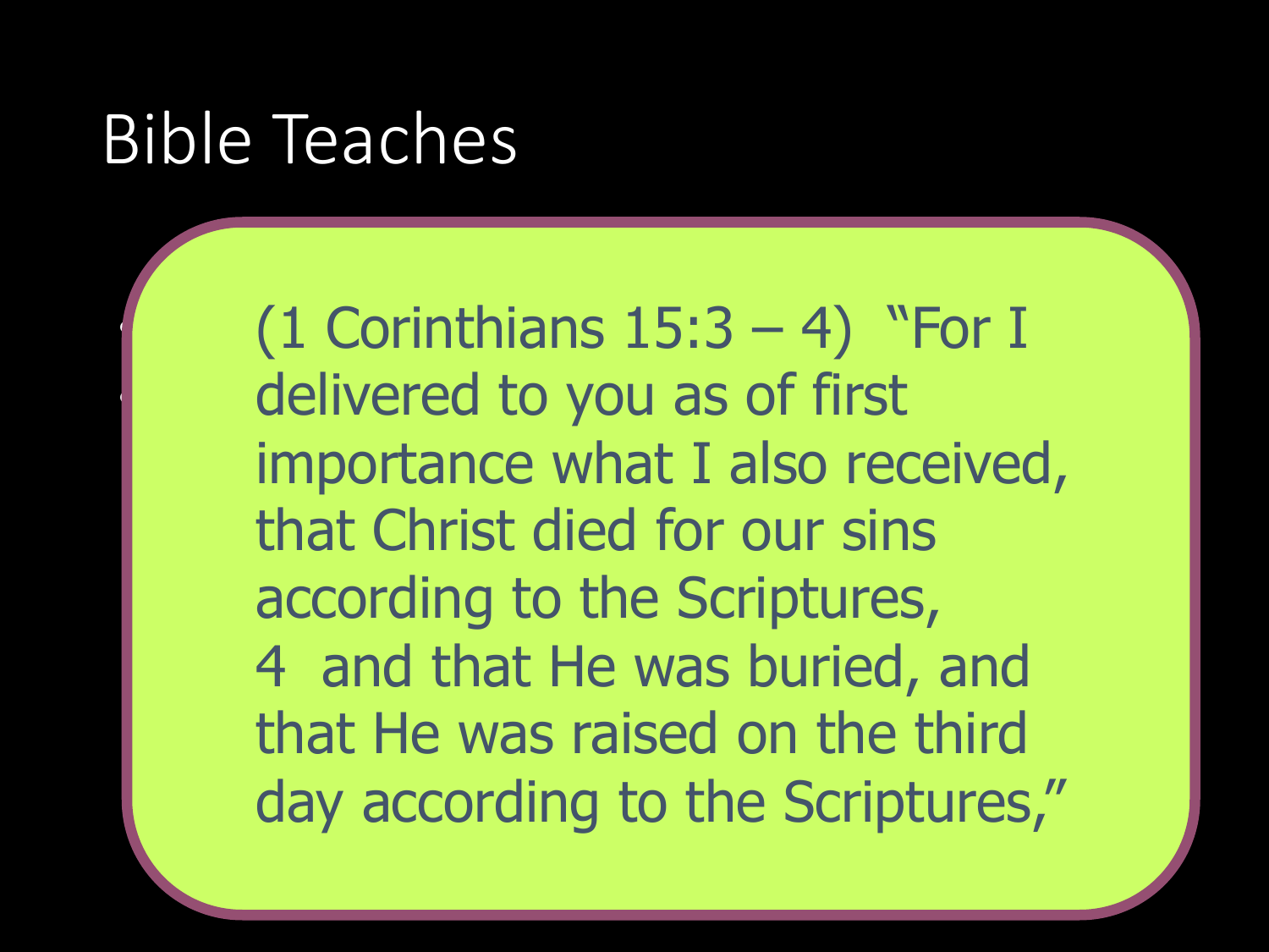# Bible Teaches

(1 Corinthians 15:3 – 4) "For I delivered to you as of first importance what I also received, that Christ died for our sins according to the Scriptures, 4 and that He was buried, and that He was raised on the third day according to the Scriptures,"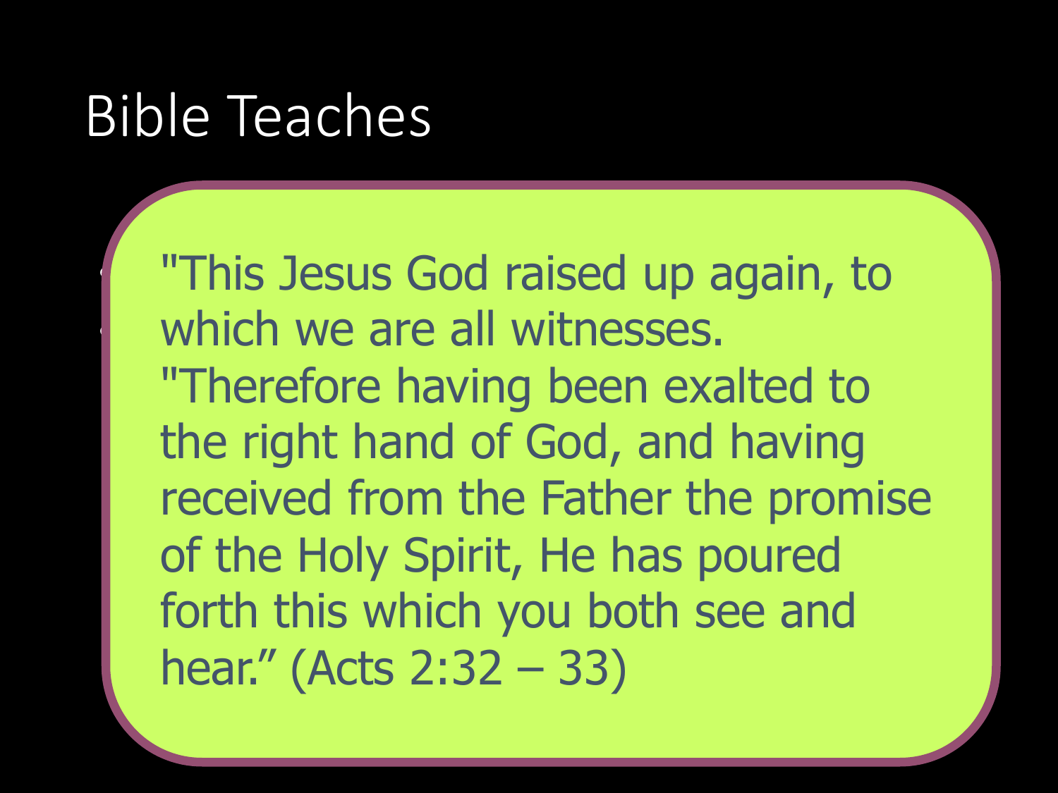# Bible Teaches

"This Jesus God raised up again, to which we are all witnesses. "Therefore having been exalted to the right hand of God, and having received from the Father the promise of the Holy Spirit, He has poured forth this which you both see and hear." (Acts 2:32 – 33)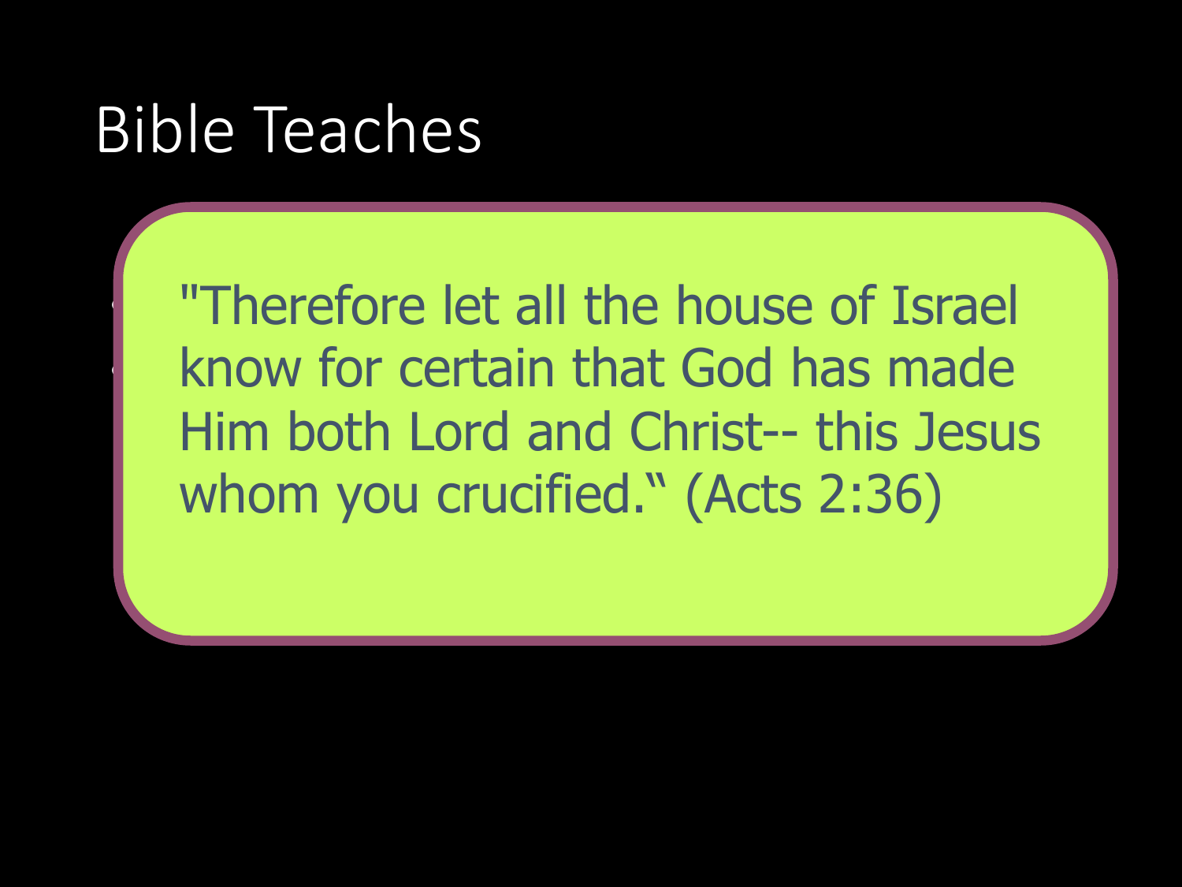# Bible Teaches

"Therefore let all the house of Israel know for certain that God has made Him both Lord and Christ-- this Jesus whom you crucified." (Acts 2:36)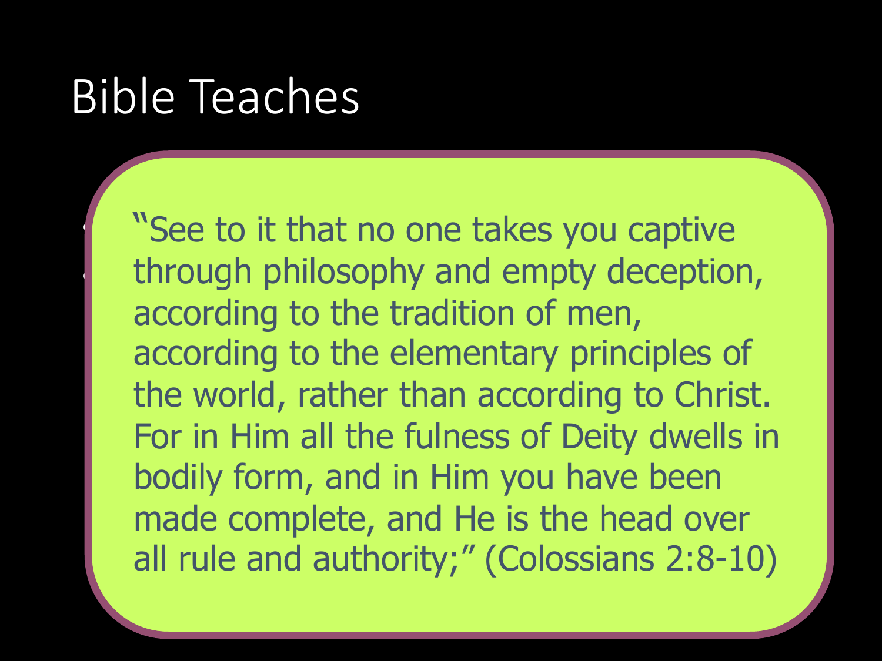# Bible Teaches

"See to it that no one takes you captive through philosophy and empty deception, according to the tradition of men, according to the elementary principles of the world, rather than according to Christ. For in Him all the fulness of Deity dwells in bodily form, and in Him you have been made complete, and He is the head over all rule and authority;" (Colossians 2:8-10)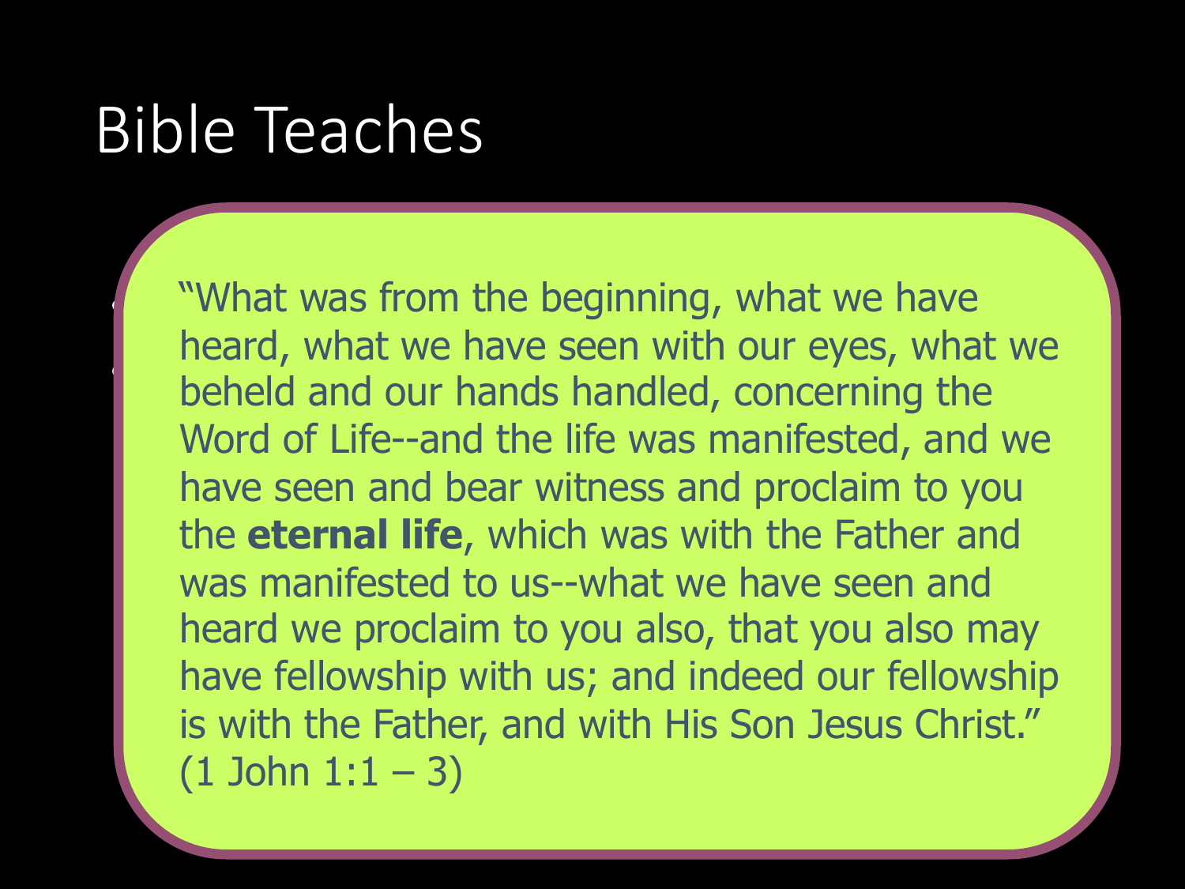# Bible Teaches

"What was from the beginning, what we have heard, what we have seen with our eyes, what we beheld and our hands handled, concerning the Word of Life--and the life was manifested, and we have seen and bear witness and proclaim to you the **eternal life**, which was with the Father and was manifested to us--what we have seen and heard we proclaim to you also, that you also may have fellowship with us; and indeed our fellowship is with the Father, and with His Son Jesus Christ." (1 John 1:1 – 3)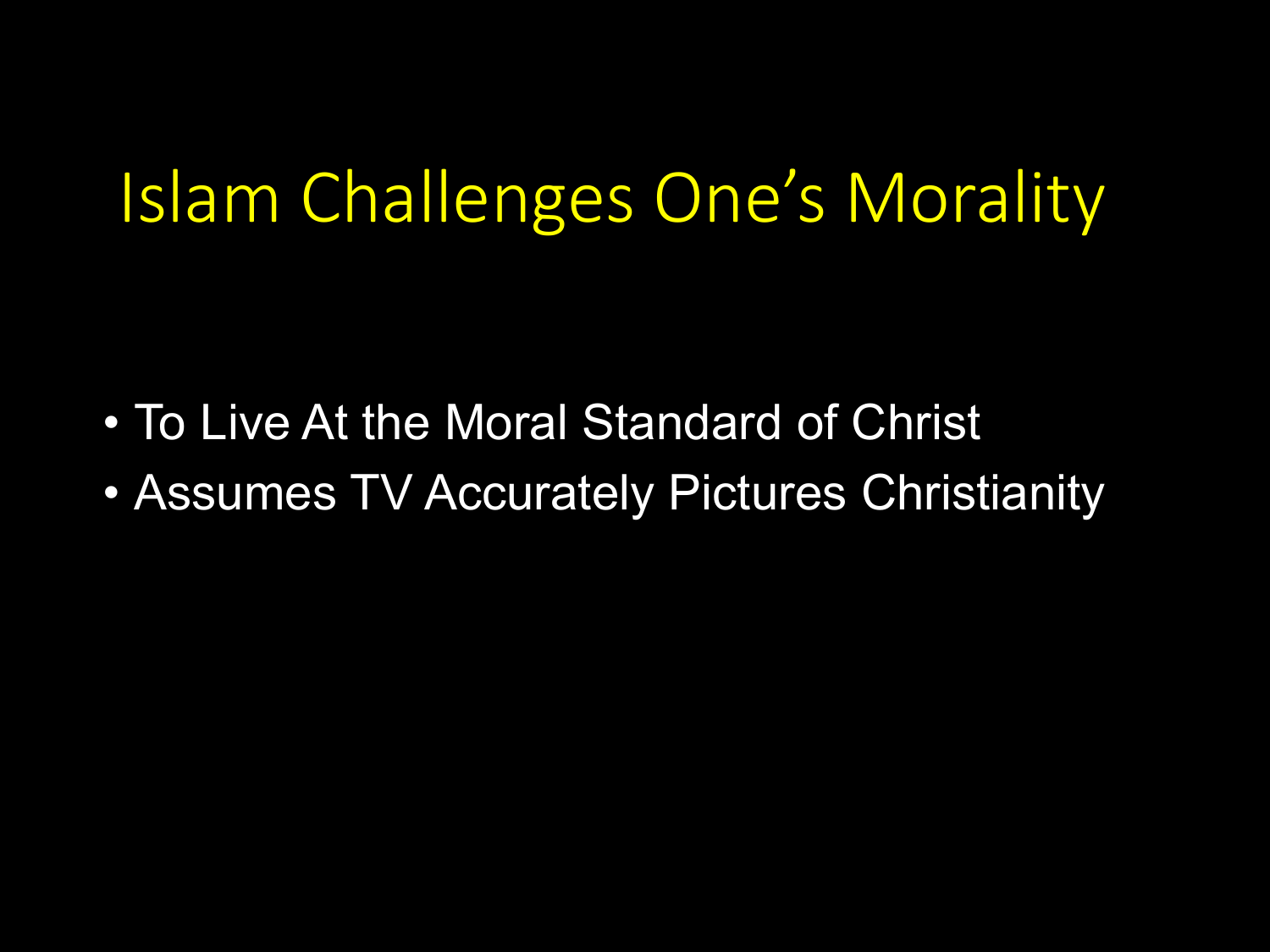# Islam Challenges One's Morality

- To Live At the Moral Standard of Christ
- Assumes TV Accurately Pictures Christianity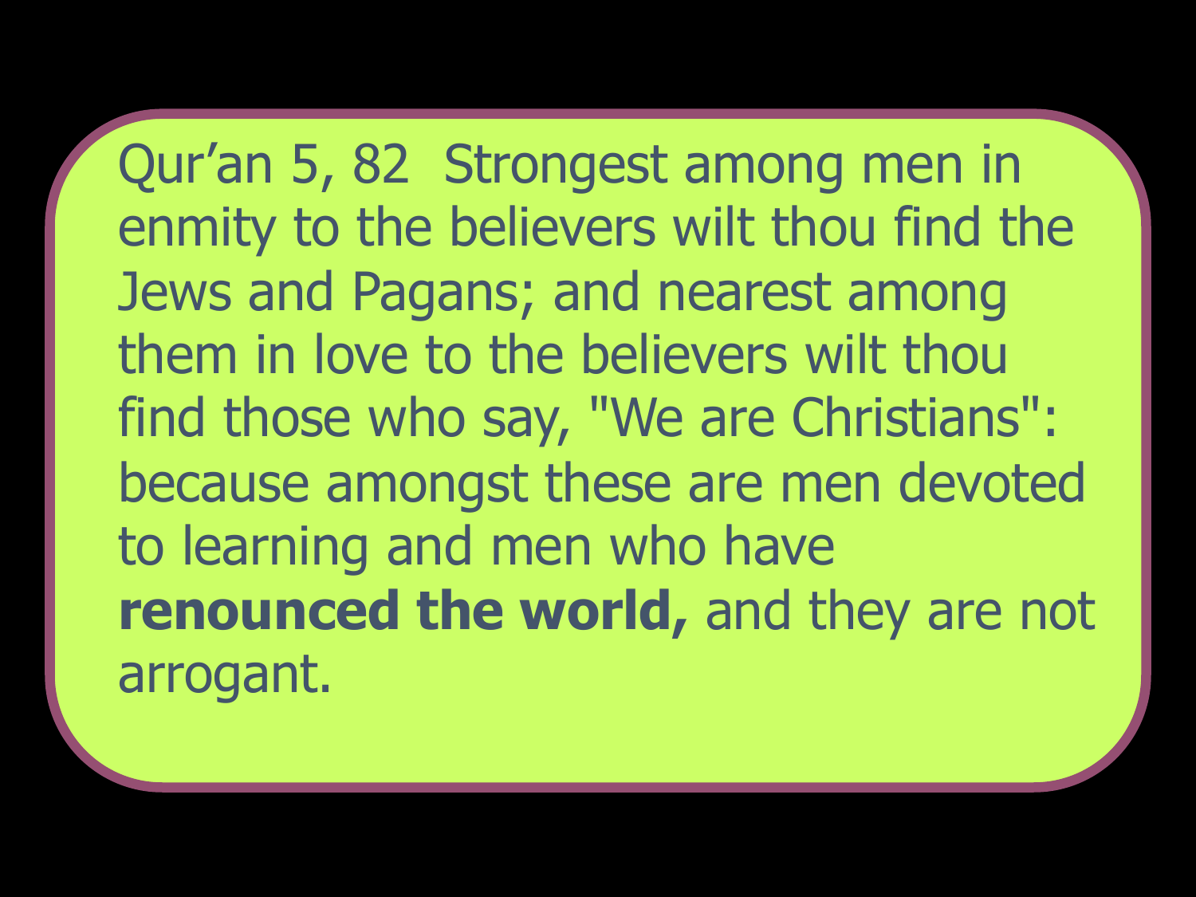Qur'an 5, 82 Strongest among men in enmity to the believers wilt thou find the Jews and Pagans; and nearest among them in love to the believers wilt thou find those who say, "We are Christians": because amongst these are men devoted to learning and men who have **renounced the world,** and they are not arrogant.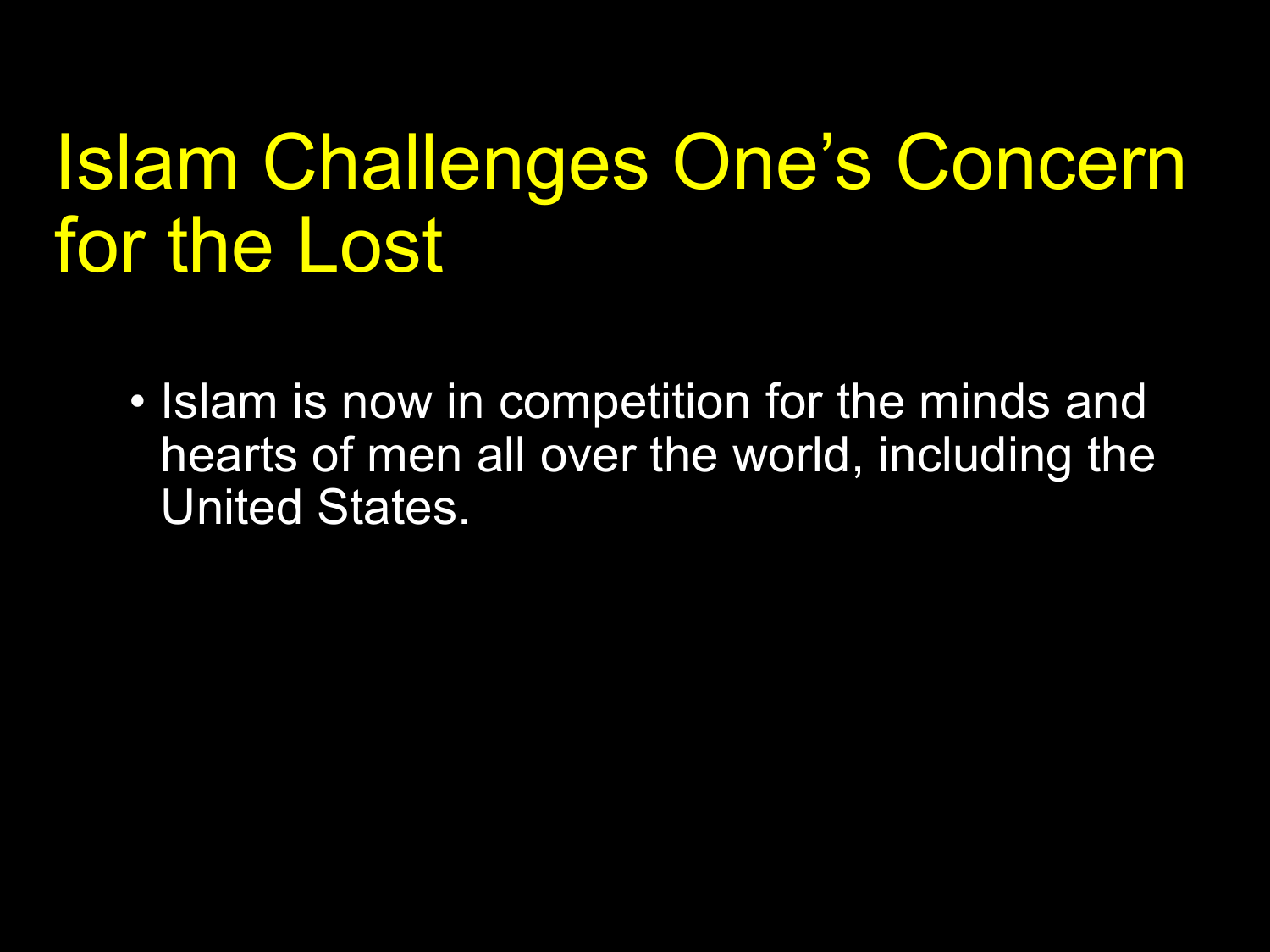# Islam Challenges One's Concern for the Lost

- Islam is now in competition for the minds and hearts of men all over the world, including the United States.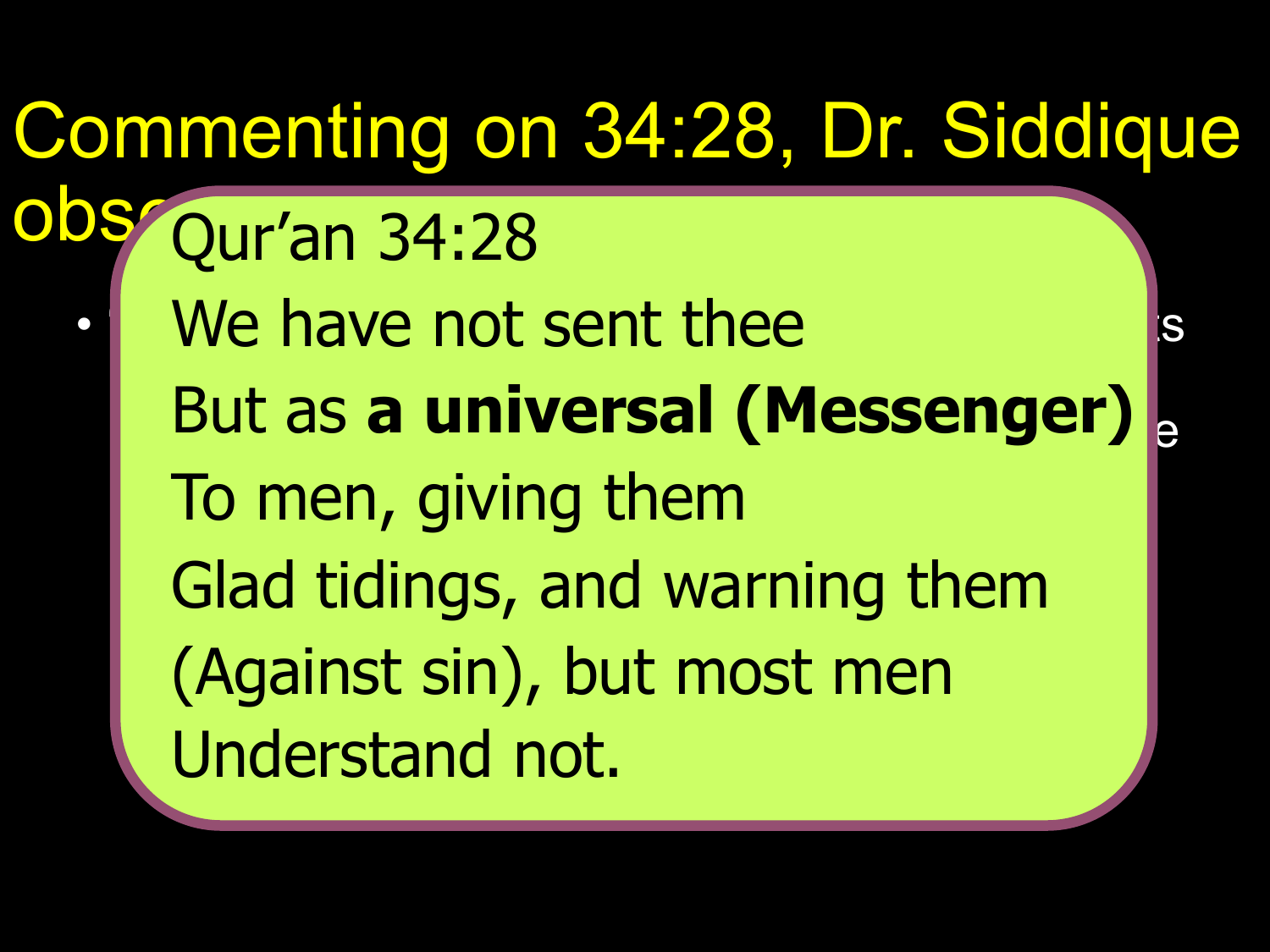# Commenting on 34:28, Dr. Siddique obs…

Qur'an 34:28

We have not sent thee
But as **a universal (Messenger)**
To men, giving them
Glad tidings, and warning them
(Against sin), but most men
Understand not.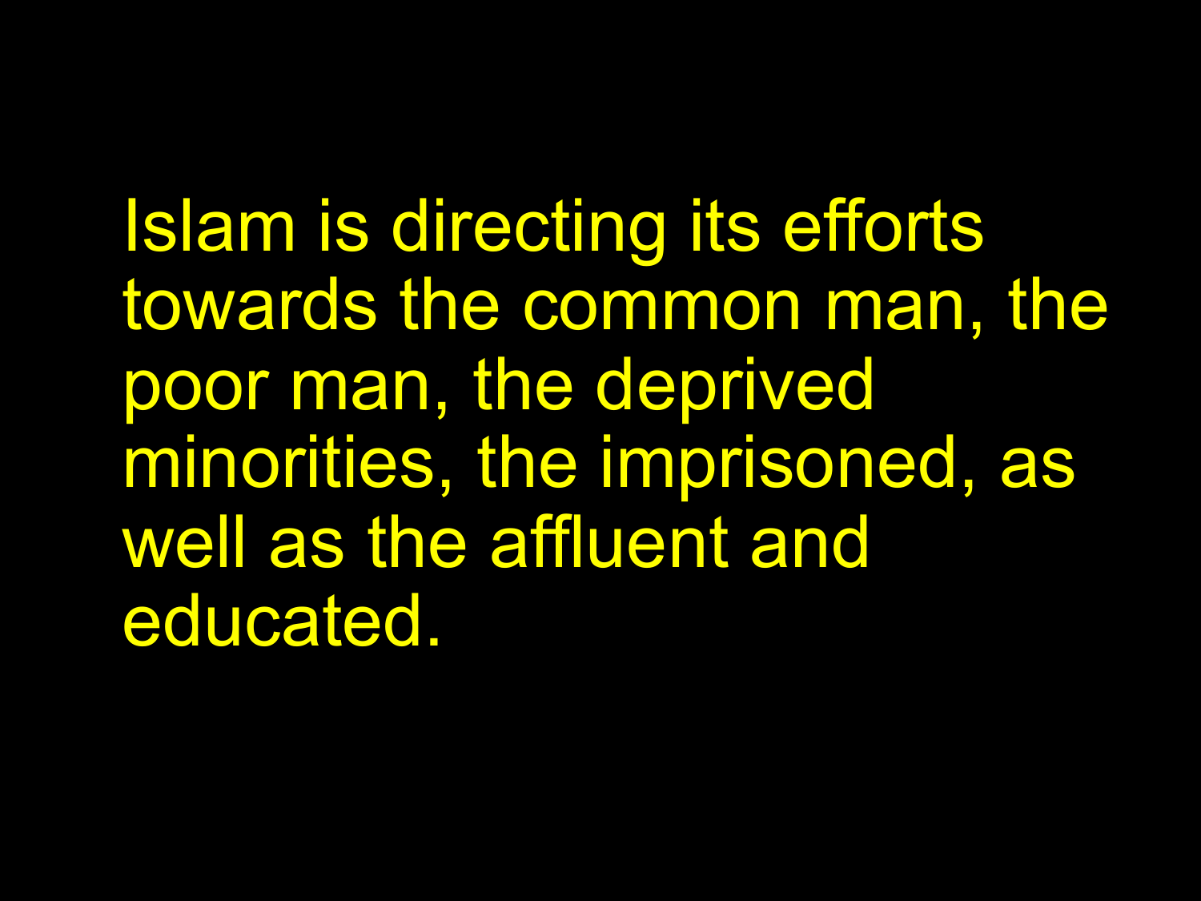Islam is directing its efforts towards the common man, the poor man, the deprived minorities, the imprisoned, as well as the affluent and educated.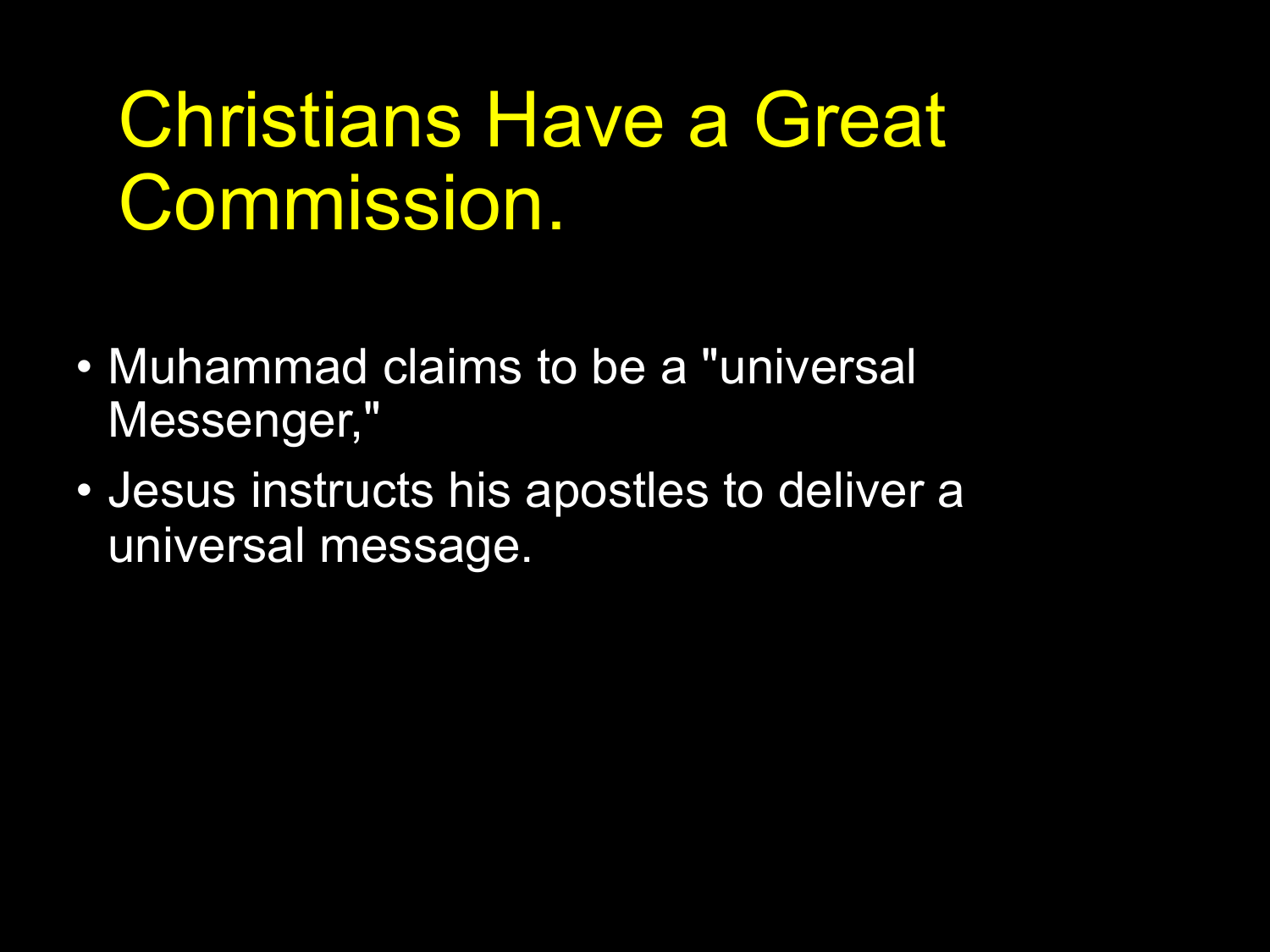# Christians Have a Great Commission.

- Muhammad claims to be a "universal Messenger,"
- Jesus instructs his apostles to deliver a universal message.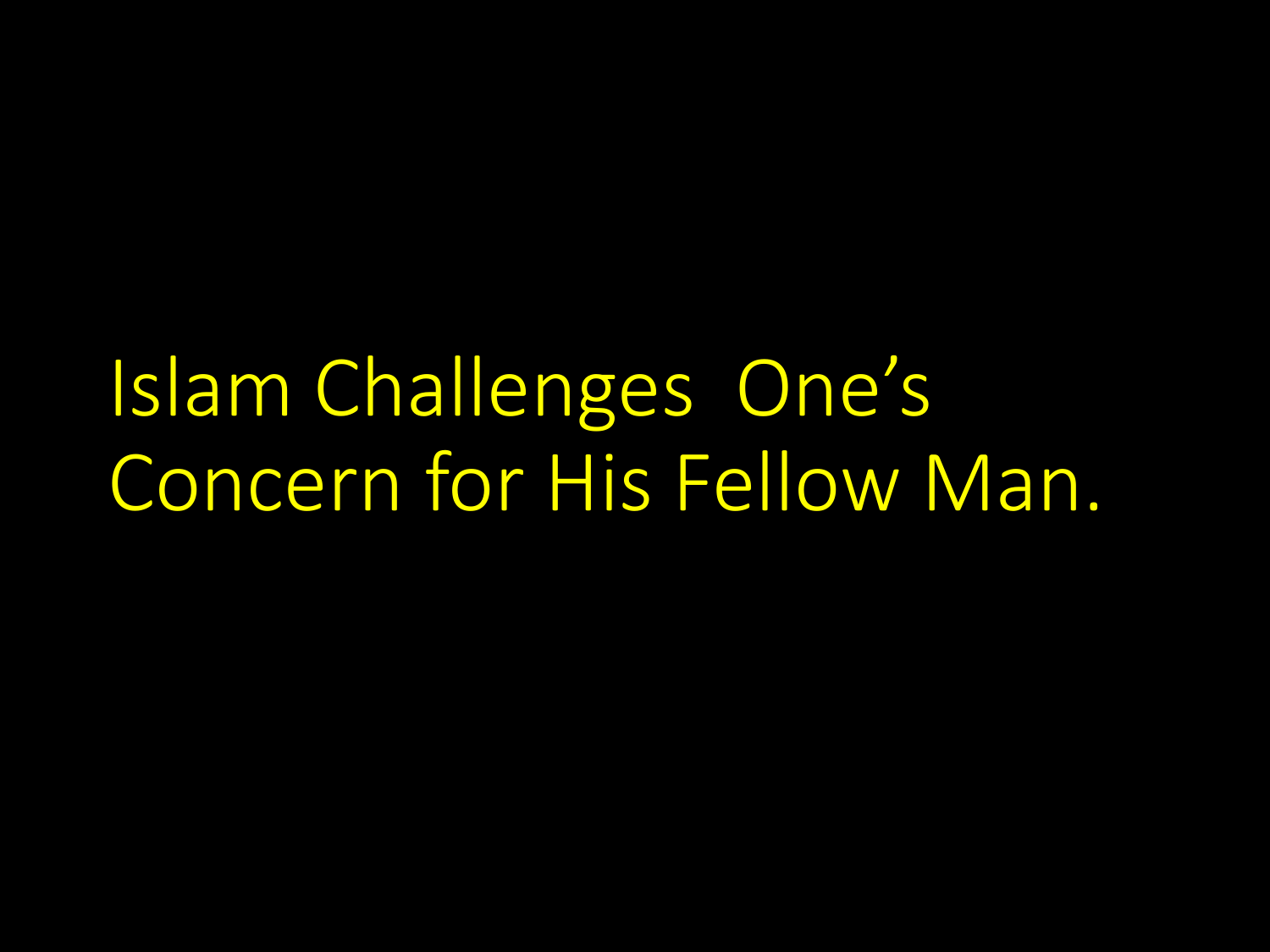# Islam Challenges One's Concern for His Fellow Man.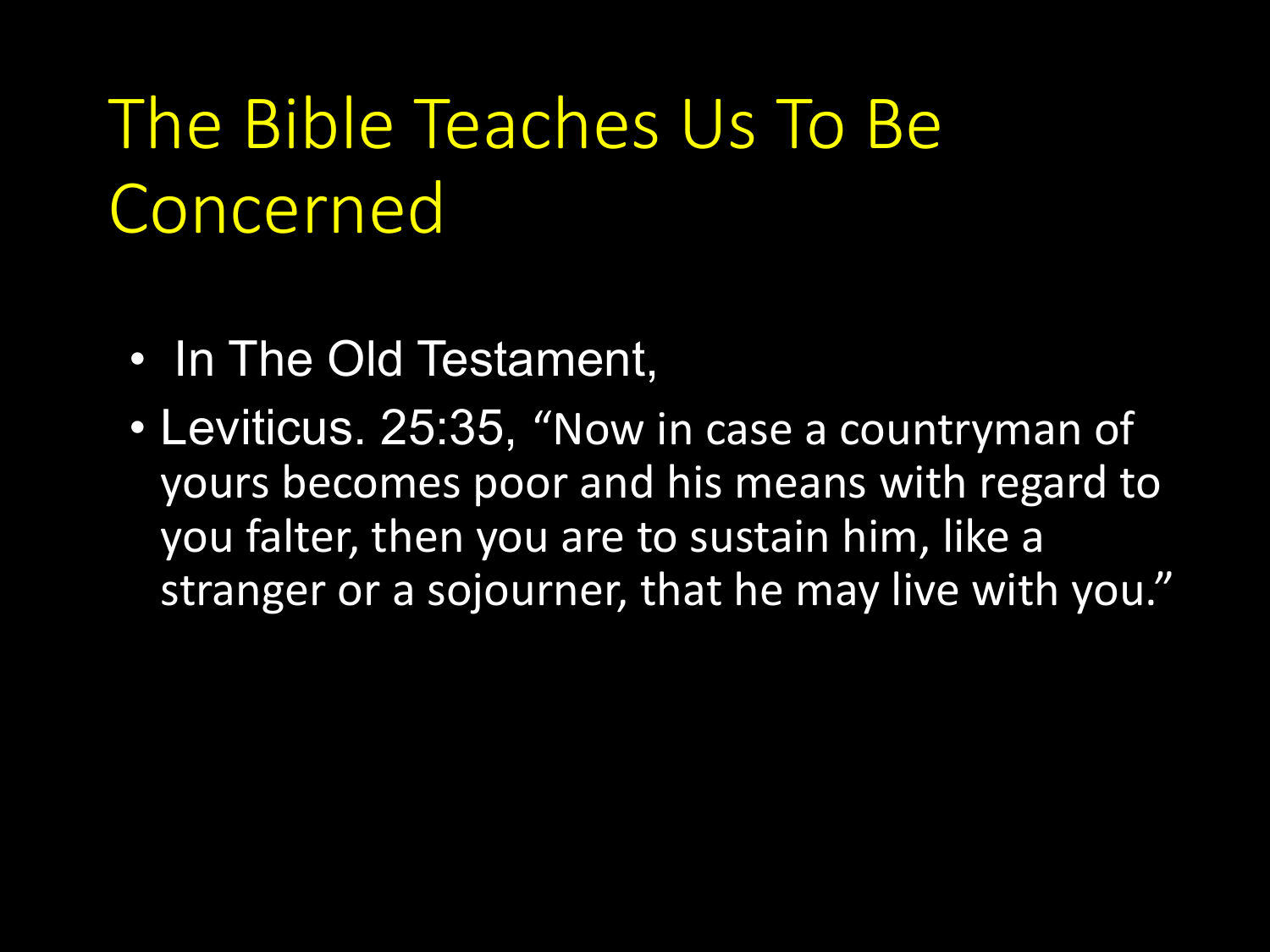# The Bible Teaches Us To Be Concerned

- In The Old Testament,
- Leviticus. 25:35, "Now in case a countryman of yours becomes poor and his means with regard to you falter, then you are to sustain him, like a stranger or a sojourner, that he may live with you."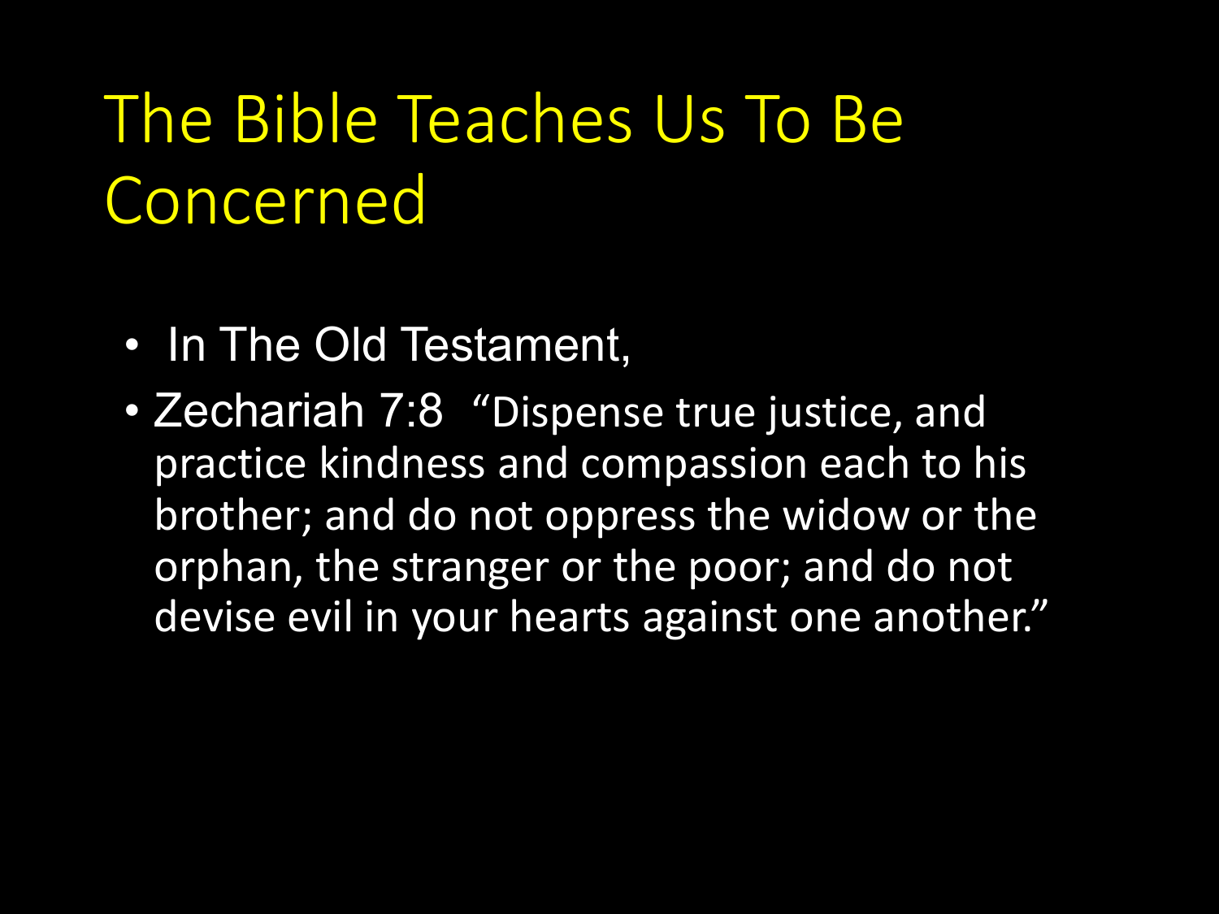# The Bible Teaches Us To Be Concerned

- In The Old Testament,
- Zechariah 7:8 "Dispense true justice, and practice kindness and compassion each to his brother; and do not oppress the widow or the orphan, the stranger or the poor; and do not devise evil in your hearts against one another."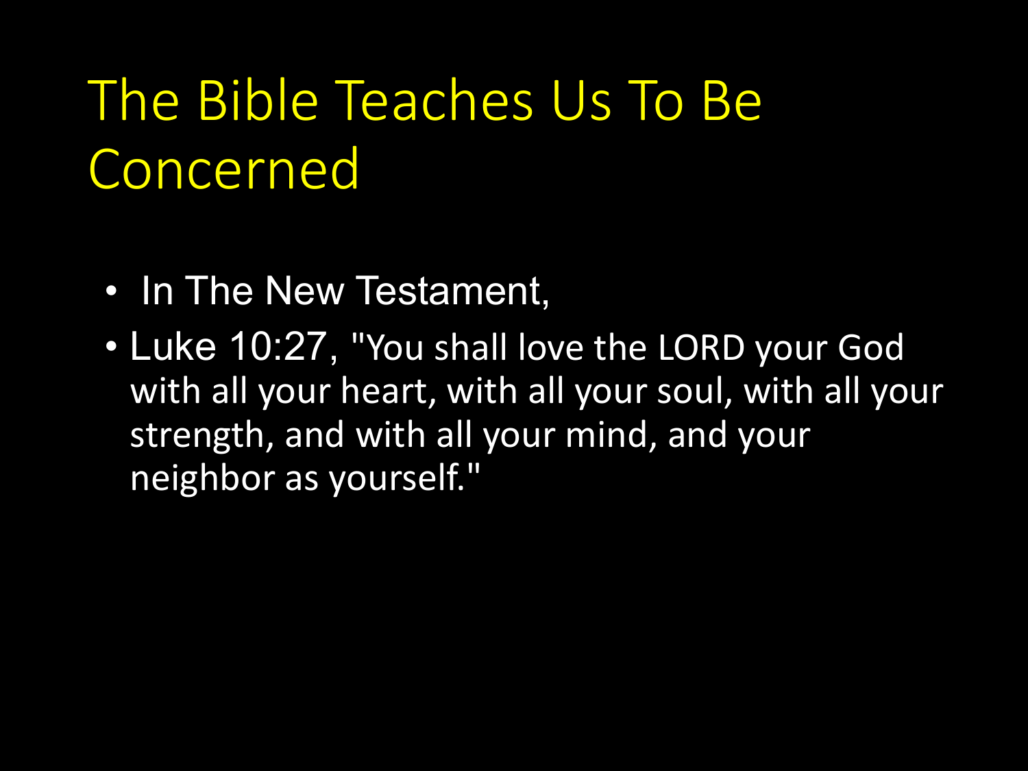# The Bible Teaches Us To Be Concerned

- In The New Testament,
- Luke 10:27, "You shall love the LORD your God with all your heart, with all your soul, with all your strength, and with all your mind, and your neighbor as yourself."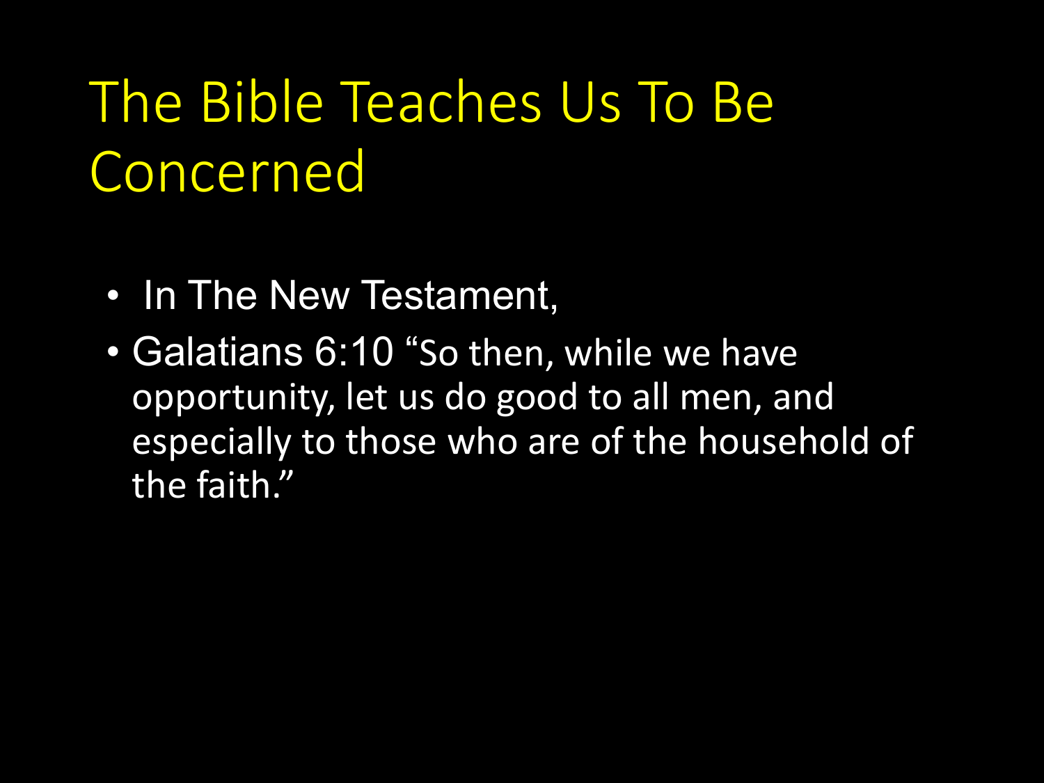# The Bible Teaches Us To Be Concerned

- In The New Testament,
- Galatians 6:10 “So then, while we have opportunity, let us do good to all men, and especially to those who are of the household of the faith.”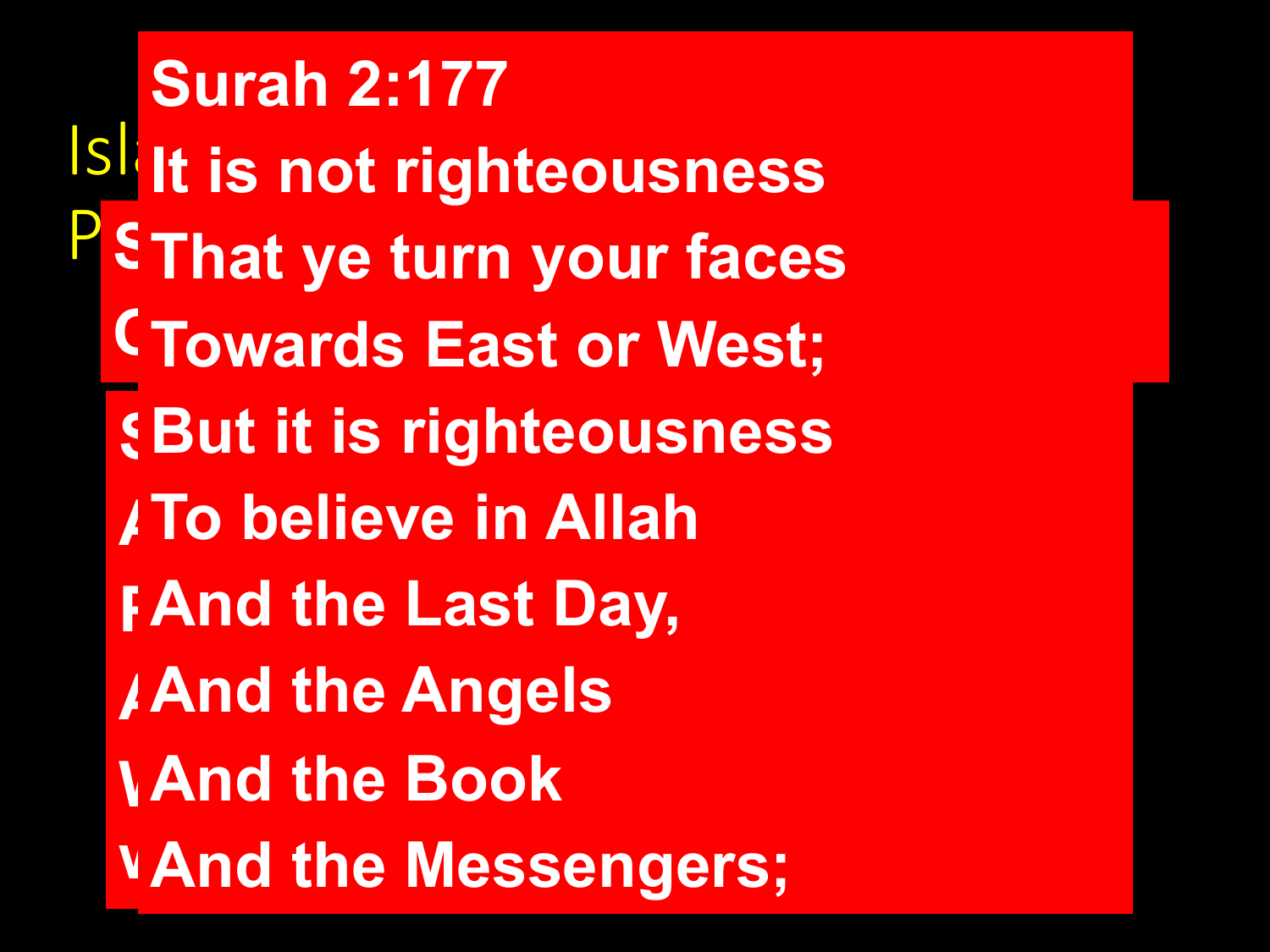**Surah 2:177**

**It is not righteousness**

**That ye turn your faces**

**Towards East or West;**

**But it is righteousness**

**To believe in Allah**

**And the Last Day,**

**And the Angels**

**And the Book**

**And the Messengers;**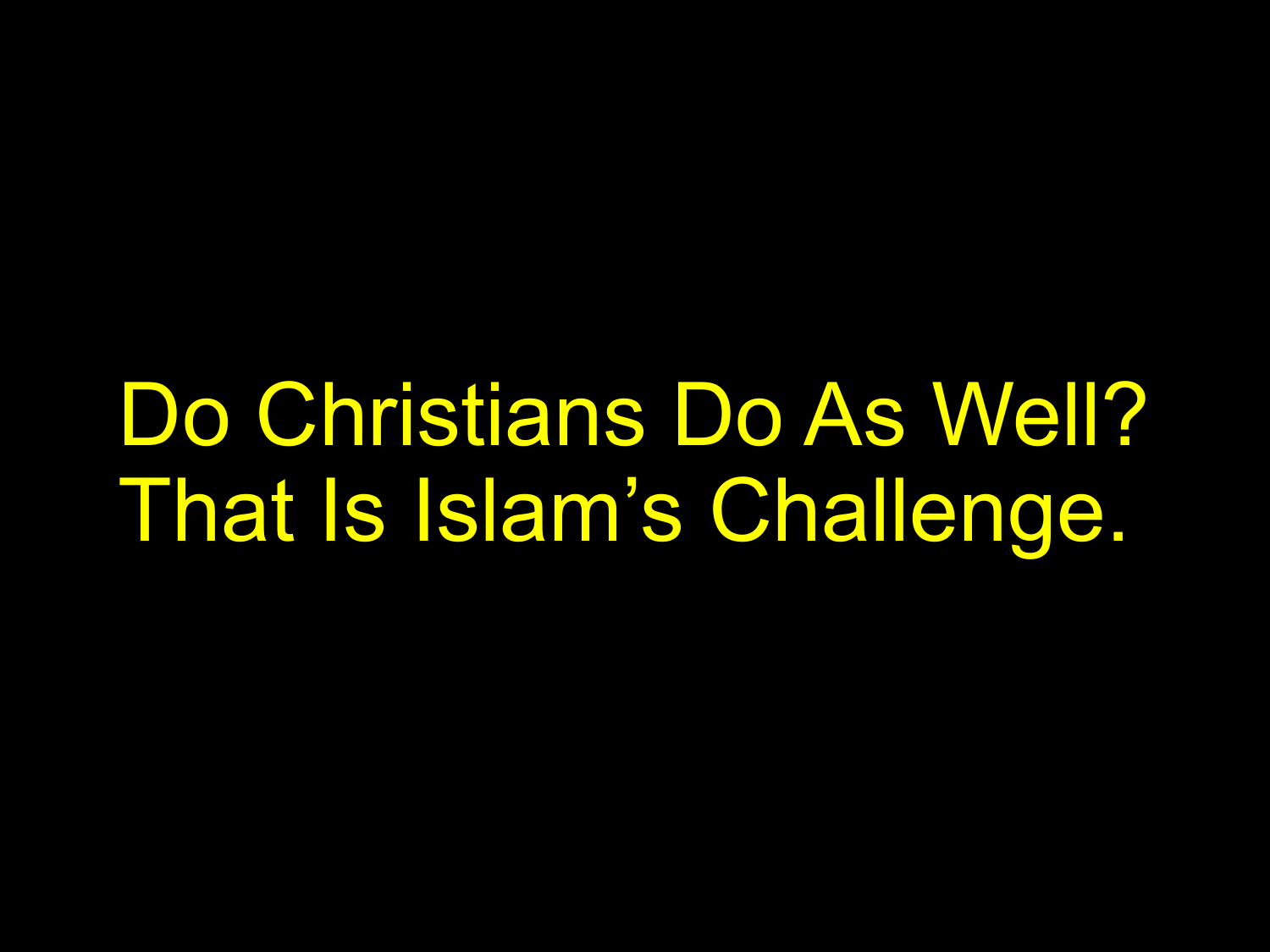Do Christians Do As Well?
That Is Islam's Challenge.